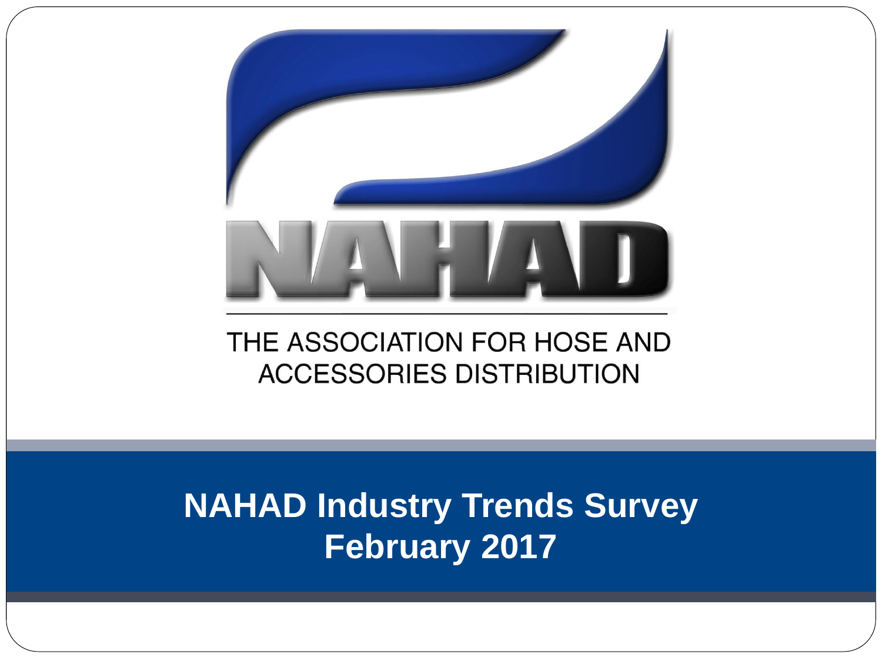NAHAD

THE ASSOCIATION FOR HOSE AND ACCESSORIES DISTRIBUTION

# NAHAD Industry Trends Survey February 2017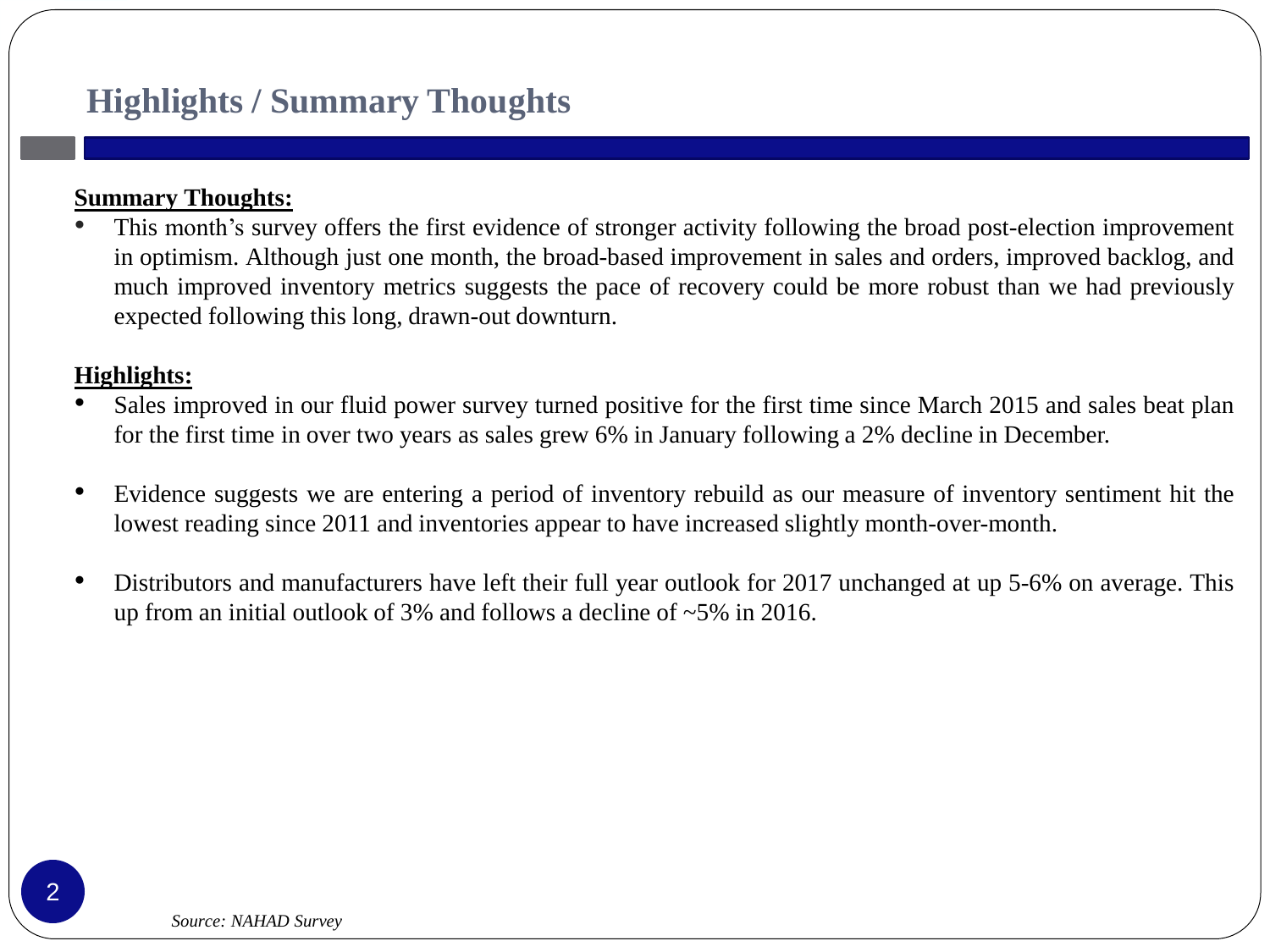# Highlights / Summary Thoughts

**Summary Thoughts:**

- This month's survey offers the first evidence of stronger activity following the broad post-election improvement in optimism. Although just one month, the broad-based improvement in sales and orders, improved backlog, and much improved inventory metrics suggests the pace of recovery could be more robust than we had previously expected following this long, drawn-out downturn.

**Highlights:**

- Sales improved in our fluid power survey turned positive for the first time since March 2015 and sales beat plan for the first time in over two years as sales grew 6% in January following a 2% decline in December.

- Evidence suggests we are entering a period of inventory rebuild as our measure of inventory sentiment hit the lowest reading since 2011 and inventories appear to have increased slightly month-over-month.

- Distributors and manufacturers have left their full year outlook for 2017 unchanged at up 5-6% on average. This up from an initial outlook of 3% and follows a decline of ~5% in 2016.

*Source: NAHAD Survey*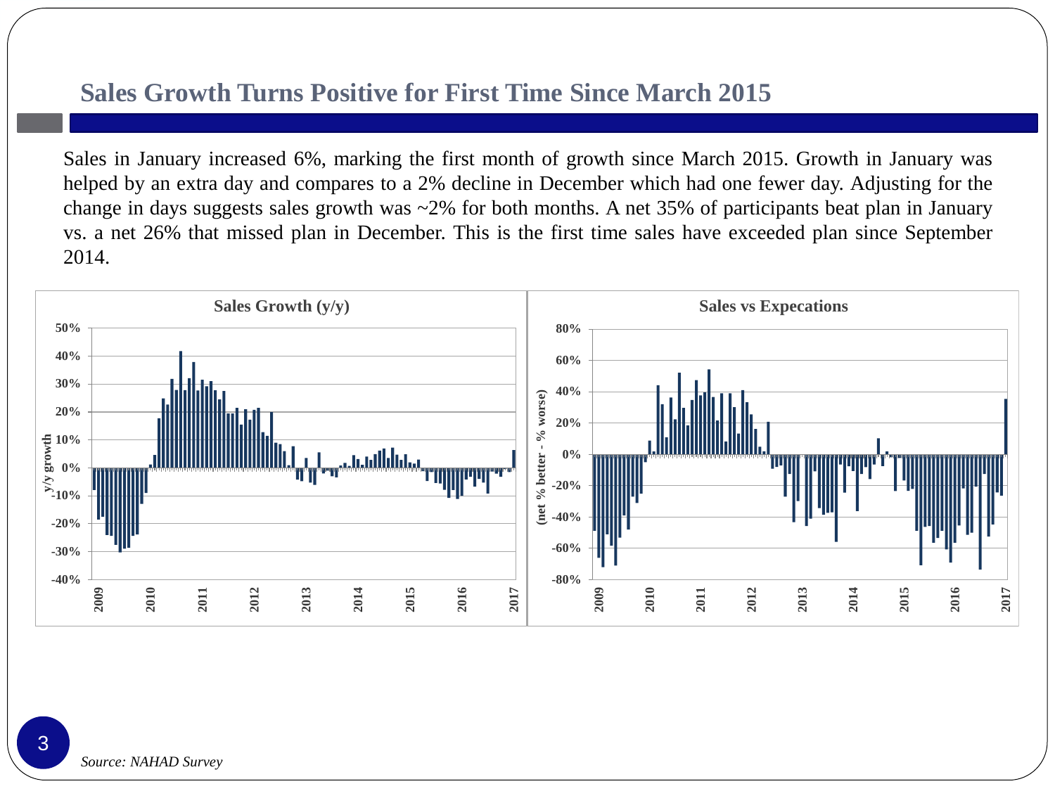# Sales Growth Turns Positive for First Time Since March 2015

Sales in January increased 6%, marking the first month of growth since March 2015. Growth in January was helped by an extra day and compares to a 2% decline in December which had one fewer day. Adjusting for the change in days suggests sales growth was ~2% for both months. A net 35% of participants beat plan in January vs. a net 26% that missed plan in December. This is the first time sales have exceeded plan since September 2014.

*Source: NAHAD Survey*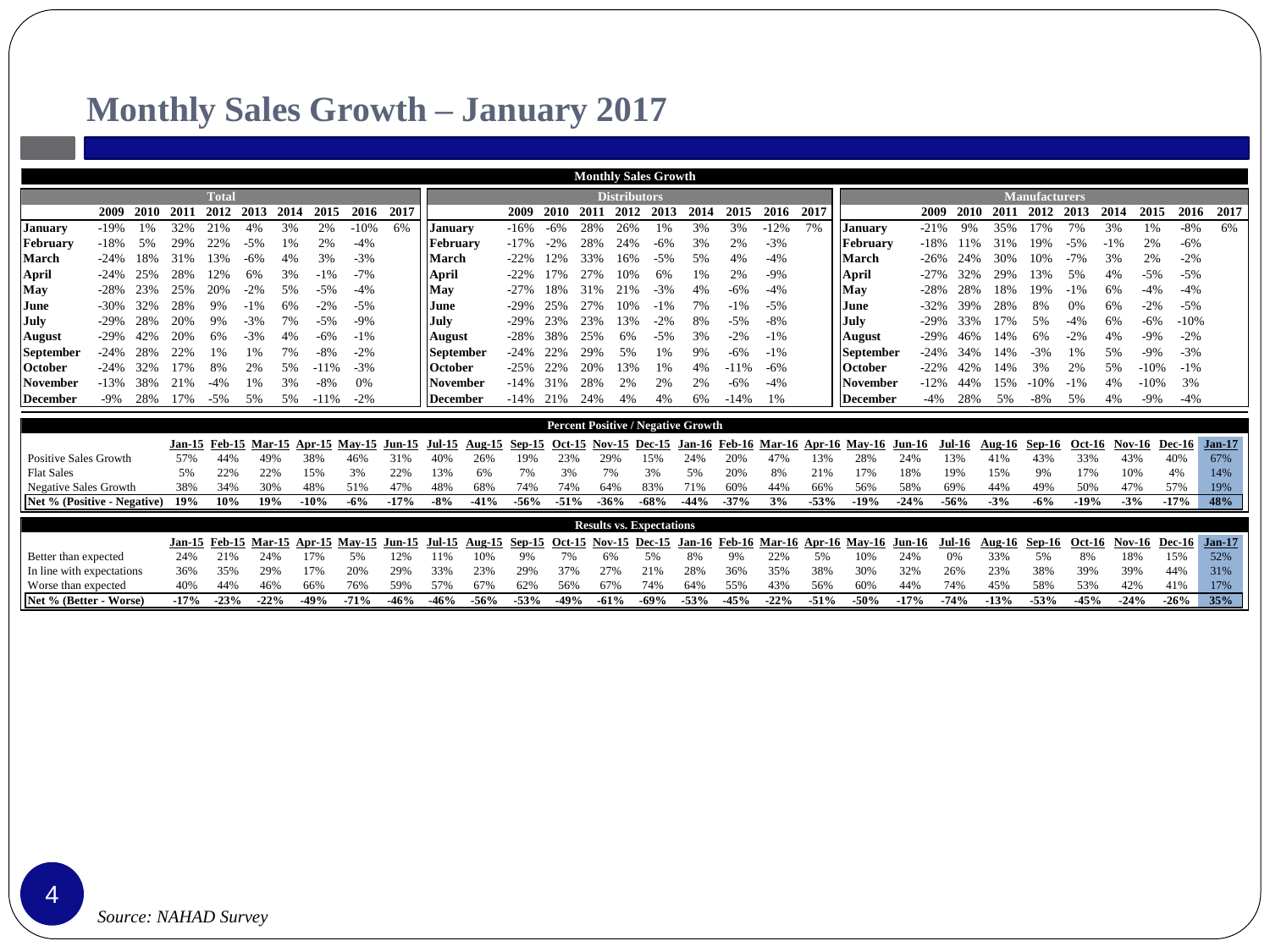# Monthly Sales Growth – January 2017

## Monthly Sales Growth

**Total**

| | 2009 | 2010 | 2011 | 2012 | 2013 | 2014 | 2015 | 2016 | 2017 |
|---|---|---|---|---|---|---|---|---|---|
| **January** | -19% | 1% | 32% | 21% | 4% | 3% | 2% | -10% | 6% |
| **February** | -18% | 5% | 29% | 22% | -5% | 1% | 2% | -4% | |
| **March** | -24% | 18% | 31% | 13% | -6% | 4% | 3% | -3% | |
| **April** | -24% | 25% | 28% | 12% | 6% | 3% | -1% | -7% | |
| **May** | -28% | 23% | 25% | 20% | -2% | 5% | -5% | -4% | |
| **June** | -30% | 32% | 28% | 9% | -1% | 6% | -2% | -5% | |
| **July** | -29% | 28% | 20% | 9% | -3% | 7% | -5% | -9% | |
| **August** | -29% | 42% | 20% | 6% | -3% | 4% | -6% | -1% | |
| **September** | -24% | 28% | 22% | 1% | 1% | 7% | -8% | -2% | |
| **October** | -24% | 32% | 17% | 8% | 2% | 5% | -11% | -3% | |
| **November** | -13% | 38% | 21% | -4% | 1% | 3% | -8% | 0% | |
| **December** | -9% | 28% | 17% | -5% | 5% | 5% | -11% | -2% | |

**Distributors**

| | 2009 | 2010 | 2011 | 2012 | 2013 | 2014 | 2015 | 2016 | 2017 |
|---|---|---|---|---|---|---|---|---|---|
| **January** | -16% | -6% | 28% | 26% | 1% | 3% | 3% | -12% | 7% |
| **February** | -17% | -2% | 28% | 24% | -6% | 3% | 2% | -3% | |
| **March** | -22% | 12% | 33% | 16% | -5% | 5% | 4% | -4% | |
| **April** | -22% | 17% | 27% | 10% | 6% | 1% | 2% | -9% | |
| **May** | -27% | 18% | 31% | 21% | -3% | 4% | -6% | -4% | |
| **June** | -29% | 25% | 27% | 10% | -1% | 7% | -1% | -5% | |
| **July** | -29% | 23% | 23% | 13% | -2% | 8% | -5% | -8% | |
| **August** | -28% | 38% | 25% | 6% | -5% | 3% | -2% | -1% | |
| **September** | -24% | 22% | 29% | 5% | 1% | 9% | -6% | -1% | |
| **October** | -25% | 22% | 20% | 13% | 1% | 4% | -11% | -6% | |
| **November** | -14% | 31% | 28% | 2% | 2% | 2% | -6% | -4% | |
| **December** | -14% | 21% | 24% | 4% | 4% | 6% | -14% | 1% | |

**Manufacturers**

| | 2009 | 2010 | 2011 | 2012 | 2013 | 2014 | 2015 | 2016 | 2017 |
|---|---|---|---|---|---|---|---|---|---|
| **January** | -21% | 9% | 35% | 17% | 7% | 3% | 1% | -8% | 6% |
| **February** | -18% | 11% | 31% | 19% | -5% | -1% | 2% | -6% | |
| **March** | -26% | 24% | 30% | 10% | -7% | 3% | 2% | -2% | |
| **April** | -27% | 32% | 29% | 13% | 5% | 4% | -5% | -5% | |
| **May** | -28% | 28% | 18% | 19% | -1% | 6% | -4% | -4% | |
| **June** | -32% | 39% | 28% | 8% | 0% | 6% | -2% | -5% | |
| **July** | -29% | 33% | 17% | 5% | -4% | 6% | -6% | -10% | |
| **August** | -29% | 46% | 14% | 6% | -2% | 4% | -9% | -2% | |
| **September** | -24% | 34% | 14% | -3% | 1% | 5% | -9% | -3% | |
| **October** | -22% | 42% | 14% | 3% | 2% | 5% | -10% | -1% | |
| **November** | -12% | 44% | 15% | -10% | -1% | 4% | -10% | 3% | |
| **December** | -4% | 28% | 5% | -8% | 5% | 4% | -9% | -4% | |

## Percent Positive / Negative Growth

| | Jan-15 | Feb-15 | Mar-15 | Apr-15 | May-15 | Jun-15 | Jul-15 | Aug-15 | Sep-15 | Oct-15 | Nov-15 | Dec-15 | Jan-16 | Feb-16 | Mar-16 | Apr-16 | May-16 | Jun-16 | Jul-16 | Aug-16 | Sep-16 | Oct-16 | Nov-16 | Dec-16 | Jan-17 |
|---|---|---|---|---|---|---|---|---|---|---|---|---|---|---|---|---|---|---|---|---|---|---|---|---|---|
| Positive Sales Growth | 57% | 44% | 49% | 38% | 46% | 31% | 40% | 26% | 19% | 23% | 29% | 15% | 24% | 20% | 47% | 13% | 28% | 24% | 13% | 41% | 43% | 33% | 43% | 40% | 67% |
| Flat Sales | 5% | 22% | 22% | 15% | 3% | 22% | 13% | 6% | 7% | 3% | 7% | 3% | 5% | 20% | 8% | 21% | 17% | 18% | 19% | 15% | 9% | 17% | 10% | 4% | 14% |
| Negative Sales Growth | 38% | 34% | 30% | 48% | 51% | 47% | 48% | 68% | 74% | 74% | 64% | 83% | 71% | 60% | 44% | 66% | 56% | 58% | 69% | 44% | 49% | 50% | 47% | 57% | 19% |
| **Net % (Positive - Negative)** | **19%** | **10%** | **19%** | **-10%** | **-6%** | **-17%** | **-8%** | **-41%** | **-56%** | **-51%** | **-36%** | **-68%** | **-44%** | **-37%** | **3%** | **-53%** | **-19%** | **-24%** | **-56%** | **-3%** | **-6%** | **-19%** | **-3%** | **-17%** | **48%** |

## Results vs. Expectations

| | Jan-15 | Feb-15 | Mar-15 | Apr-15 | May-15 | Jun-15 | Jul-15 | Aug-15 | Sep-15 | Oct-15 | Nov-15 | Dec-15 | Jan-16 | Feb-16 | Mar-16 | Apr-16 | May-16 | Jun-16 | Jul-16 | Aug-16 | Sep-16 | Oct-16 | Nov-16 | Dec-16 | Jan-17 |
|---|---|---|---|---|---|---|---|---|---|---|---|---|---|---|---|---|---|---|---|---|---|---|---|---|---|
| Better than expected | 24% | 21% | 24% | 17% | 5% | 12% | 11% | 10% | 9% | 7% | 6% | 5% | 8% | 9% | 22% | 5% | 10% | 24% | 0% | 33% | 5% | 8% | 18% | 15% | 52% |
| In line with expectations | 36% | 35% | 29% | 17% | 20% | 29% | 33% | 23% | 29% | 37% | 27% | 21% | 28% | 36% | 35% | 38% | 30% | 32% | 26% | 23% | 38% | 39% | 39% | 44% | 31% |
| Worse than expected | 40% | 44% | 46% | 66% | 76% | 59% | 57% | 67% | 62% | 56% | 67% | 74% | 64% | 55% | 43% | 56% | 60% | 44% | 74% | 45% | 58% | 53% | 42% | 41% | 17% |
| **Net % (Better - Worse)** | **-17%** | **-23%** | **-22%** | **-49%** | **-71%** | **-46%** | **-46%** | **-56%** | **-53%** | **-49%** | **-61%** | **-69%** | **-53%** | **-45%** | **-22%** | **-51%** | **-50%** | **-17%** | **-74%** | **-13%** | **-53%** | **-45%** | **-24%** | **-26%** | **35%** |

*Source: NAHAD Survey*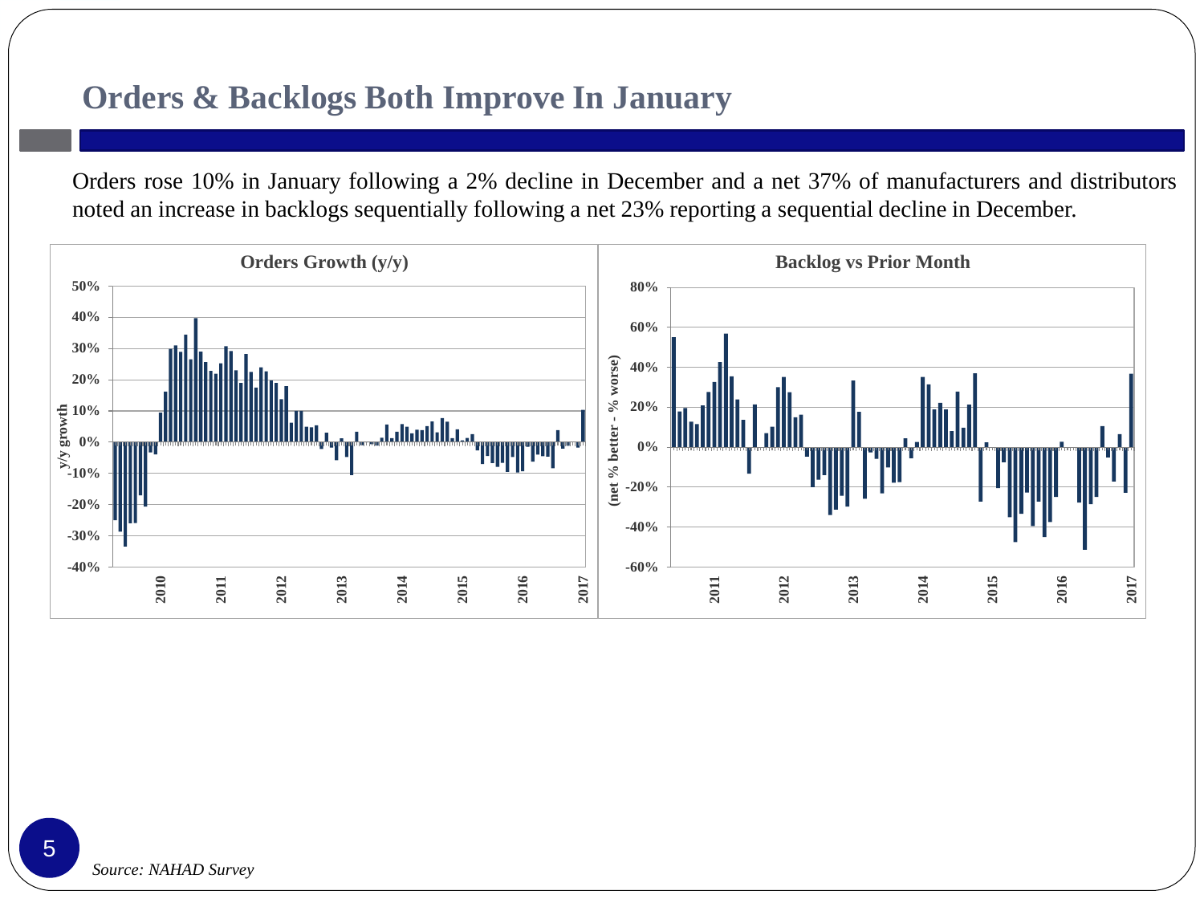# Orders & Backlogs Both Improve In January

Orders rose 10% in January following a 2% decline in December and a net 37% of manufacturers and distributors noted an increase in backlogs sequentially following a net 23% reporting a sequential decline in December.

*Source: NAHAD Survey*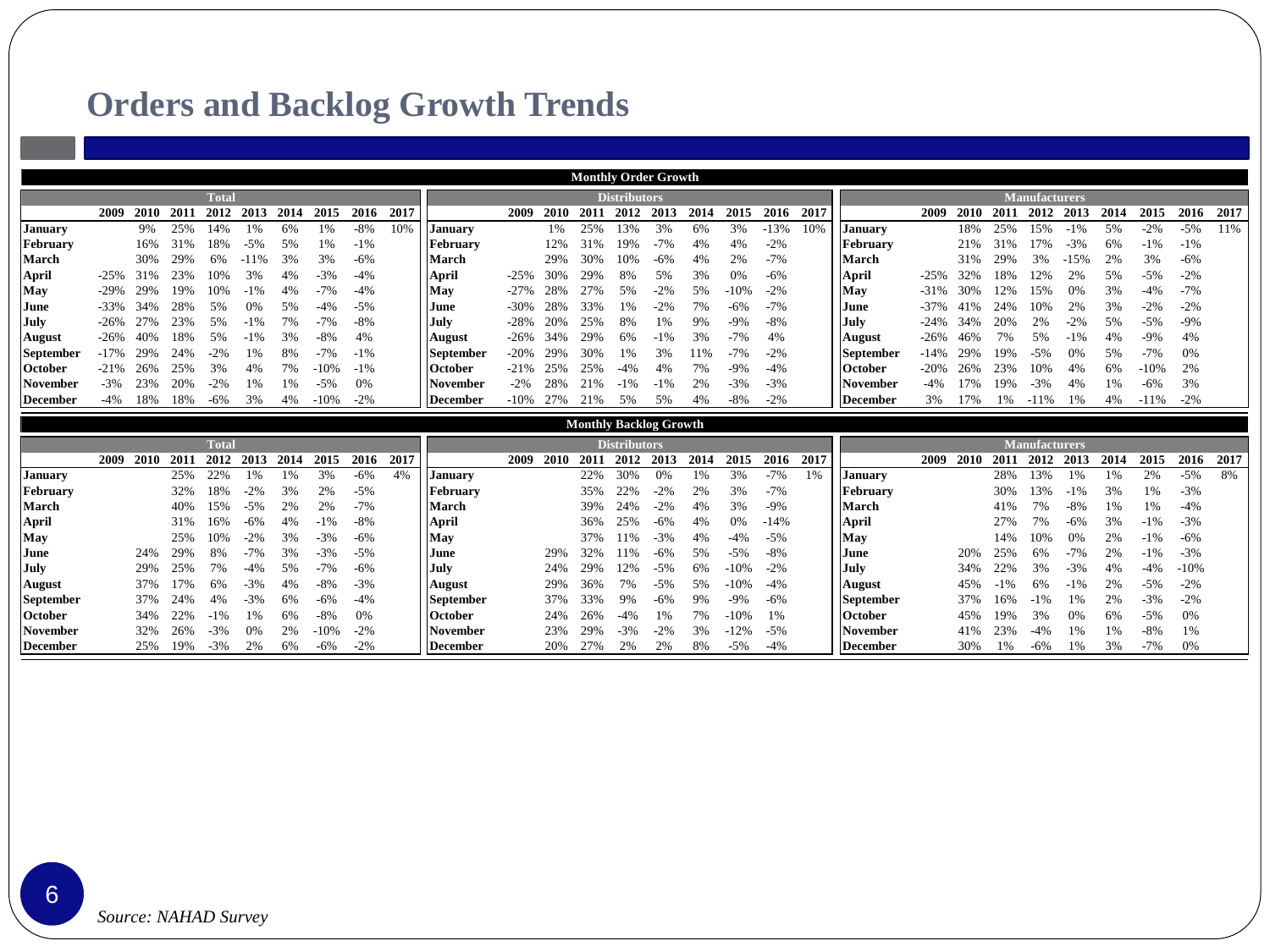# Orders and Backlog Growth Trends

## Monthly Order Growth

**Total**

| | 2009 | 2010 | 2011 | 2012 | 2013 | 2014 | 2015 | 2016 | 2017 |
|---|---|---|---|---|---|---|---|---|---|
| **January** | | 9% | 25% | 14% | 1% | 6% | 1% | -8% | 10% |
| **February** | | 16% | 31% | 18% | -5% | 5% | 1% | -1% | |
| **March** | | 30% | 29% | 6% | -11% | 3% | 3% | -6% | |
| **April** | -25% | 31% | 23% | 10% | 3% | 4% | -3% | -4% | |
| **May** | -29% | 29% | 19% | 10% | -1% | 4% | -7% | -4% | |
| **June** | -33% | 34% | 28% | 5% | 0% | 5% | -4% | -5% | |
| **July** | -26% | 27% | 23% | 5% | -1% | 7% | -7% | -8% | |
| **August** | -26% | 40% | 18% | 5% | -1% | 3% | -8% | 4% | |
| **September** | -17% | 29% | 24% | -2% | 1% | 8% | -7% | -1% | |
| **October** | -21% | 26% | 25% | 3% | 4% | 7% | -10% | -1% | |
| **November** | -3% | 23% | 20% | -2% | 1% | 1% | -5% | 0% | |
| **December** | -4% | 18% | 18% | -6% | 3% | 4% | -10% | -2% | |

**Distributors**

| | 2009 | 2010 | 2011 | 2012 | 2013 | 2014 | 2015 | 2016 | 2017 |
|---|---|---|---|---|---|---|---|---|---|
| **January** | | 1% | 25% | 13% | 3% | 6% | 3% | -13% | 10% |
| **February** | | 12% | 31% | 19% | -7% | 4% | 4% | -2% | |
| **March** | | 29% | 30% | 10% | -6% | 4% | 2% | -7% | |
| **April** | -25% | 30% | 29% | 8% | 5% | 3% | 0% | -6% | |
| **May** | -27% | 28% | 27% | 5% | -2% | 5% | -10% | -2% | |
| **June** | -30% | 28% | 33% | 1% | -2% | 7% | -6% | -7% | |
| **July** | -28% | 20% | 25% | 8% | 1% | 9% | -9% | -8% | |
| **August** | -26% | 34% | 29% | 6% | -1% | 3% | -7% | 4% | |
| **September** | -20% | 29% | 30% | 1% | 3% | 11% | -7% | -2% | |
| **October** | -21% | 25% | 25% | -4% | 4% | 7% | -9% | -4% | |
| **November** | -2% | 28% | 21% | -1% | -1% | 2% | -3% | -3% | |
| **December** | -10% | 27% | 21% | 5% | 5% | 4% | -8% | -2% | |

**Manufacturers**

| | 2009 | 2010 | 2011 | 2012 | 2013 | 2014 | 2015 | 2016 | 2017 |
|---|---|---|---|---|---|---|---|---|---|
| **January** | | 18% | 25% | 15% | -1% | 5% | -2% | -5% | 11% |
| **February** | | 21% | 31% | 17% | -3% | 6% | -1% | -1% | |
| **March** | | 31% | 29% | 3% | -15% | 2% | 3% | -6% | |
| **April** | -25% | 32% | 18% | 12% | 2% | 5% | -5% | -2% | |
| **May** | -31% | 30% | 12% | 15% | 0% | 3% | -4% | -7% | |
| **June** | -37% | 41% | 24% | 10% | 2% | 3% | -2% | -2% | |
| **July** | -24% | 34% | 20% | 2% | -2% | 5% | -5% | -9% | |
| **August** | -26% | 46% | 7% | 5% | -1% | 4% | -9% | 4% | |
| **September** | -14% | 29% | 19% | -5% | 0% | 5% | -7% | 0% | |
| **October** | -20% | 26% | 23% | 10% | 4% | 6% | -10% | 2% | |
| **November** | -4% | 17% | 19% | -3% | 4% | 1% | -6% | 3% | |
| **December** | 3% | 17% | 1% | -11% | 1% | 4% | -11% | -2% | |

## Monthly Backlog Growth

**Total**

| | 2009 | 2010 | 2011 | 2012 | 2013 | 2014 | 2015 | 2016 | 2017 |
|---|---|---|---|---|---|---|---|---|---|
| **January** | | | 25% | 22% | 1% | 1% | 3% | -6% | 4% |
| **February** | | | 32% | 18% | -2% | 3% | 2% | -5% | |
| **March** | | | 40% | 15% | -5% | 2% | 2% | -7% | |
| **April** | | | 31% | 16% | -6% | 4% | -1% | -8% | |
| **May** | | | 25% | 10% | -2% | 3% | -3% | -6% | |
| **June** | | 24% | 29% | 8% | -7% | 3% | -3% | -5% | |
| **July** | | 29% | 25% | 7% | -4% | 5% | -7% | -6% | |
| **August** | | 37% | 17% | 6% | -3% | 4% | -8% | -3% | |
| **September** | | 37% | 24% | 4% | -3% | 6% | -6% | -4% | |
| **October** | | 34% | 22% | -1% | 1% | 6% | -8% | 0% | |
| **November** | | 32% | 26% | -3% | 0% | 2% | -10% | -2% | |
| **December** | | 25% | 19% | -3% | 2% | 6% | -6% | -2% | |

**Distributors**

| | 2009 | 2010 | 2011 | 2012 | 2013 | 2014 | 2015 | 2016 | 2017 |
|---|---|---|---|---|---|---|---|---|---|
| **January** | | | 22% | 30% | 0% | 1% | 3% | -7% | 1% |
| **February** | | | 35% | 22% | -2% | 2% | 3% | -7% | |
| **March** | | | 39% | 24% | -2% | 4% | 3% | -9% | |
| **April** | | | 36% | 25% | -6% | 4% | 0% | -14% | |
| **May** | | | 37% | 11% | -3% | 4% | -4% | -5% | |
| **June** | | 29% | 32% | 11% | -6% | 5% | -5% | -8% | |
| **July** | | 24% | 29% | 12% | -5% | 6% | -10% | -2% | |
| **August** | | 29% | 36% | 7% | -5% | 5% | -10% | -4% | |
| **September** | | 37% | 33% | 9% | -6% | 9% | -9% | -6% | |
| **October** | | 24% | 26% | -4% | 1% | 7% | -10% | 1% | |
| **November** | | 23% | 29% | -3% | -2% | 3% | -12% | -5% | |
| **December** | | 20% | 27% | 2% | 2% | 8% | -5% | -4% | |

**Manufacturers**

| | 2009 | 2010 | 2011 | 2012 | 2013 | 2014 | 2015 | 2016 | 2017 |
|---|---|---|---|---|---|---|---|---|---|
| **January** | | | 28% | 13% | 1% | 1% | 2% | -5% | 8% |
| **February** | | | 30% | 13% | -1% | 3% | 1% | -3% | |
| **March** | | | 41% | 7% | -8% | 1% | 1% | -4% | |
| **April** | | | 27% | 7% | -6% | 3% | -1% | -3% | |
| **May** | | | 14% | 10% | 0% | 2% | -1% | -6% | |
| **June** | | 20% | 25% | 6% | -7% | 2% | -1% | -3% | |
| **July** | | 34% | 22% | 3% | -3% | 4% | -4% | -10% | |
| **August** | | 45% | -1% | 6% | -1% | 2% | -5% | -2% | |
| **September** | | 37% | 16% | -1% | 1% | 2% | -3% | -2% | |
| **October** | | 45% | 19% | 3% | 0% | 6% | -5% | 0% | |
| **November** | | 41% | 23% | -4% | 1% | 1% | -8% | 1% | |
| **December** | | 30% | 1% | -6% | 1% | 3% | -7% | 0% | |

*Source: NAHAD Survey*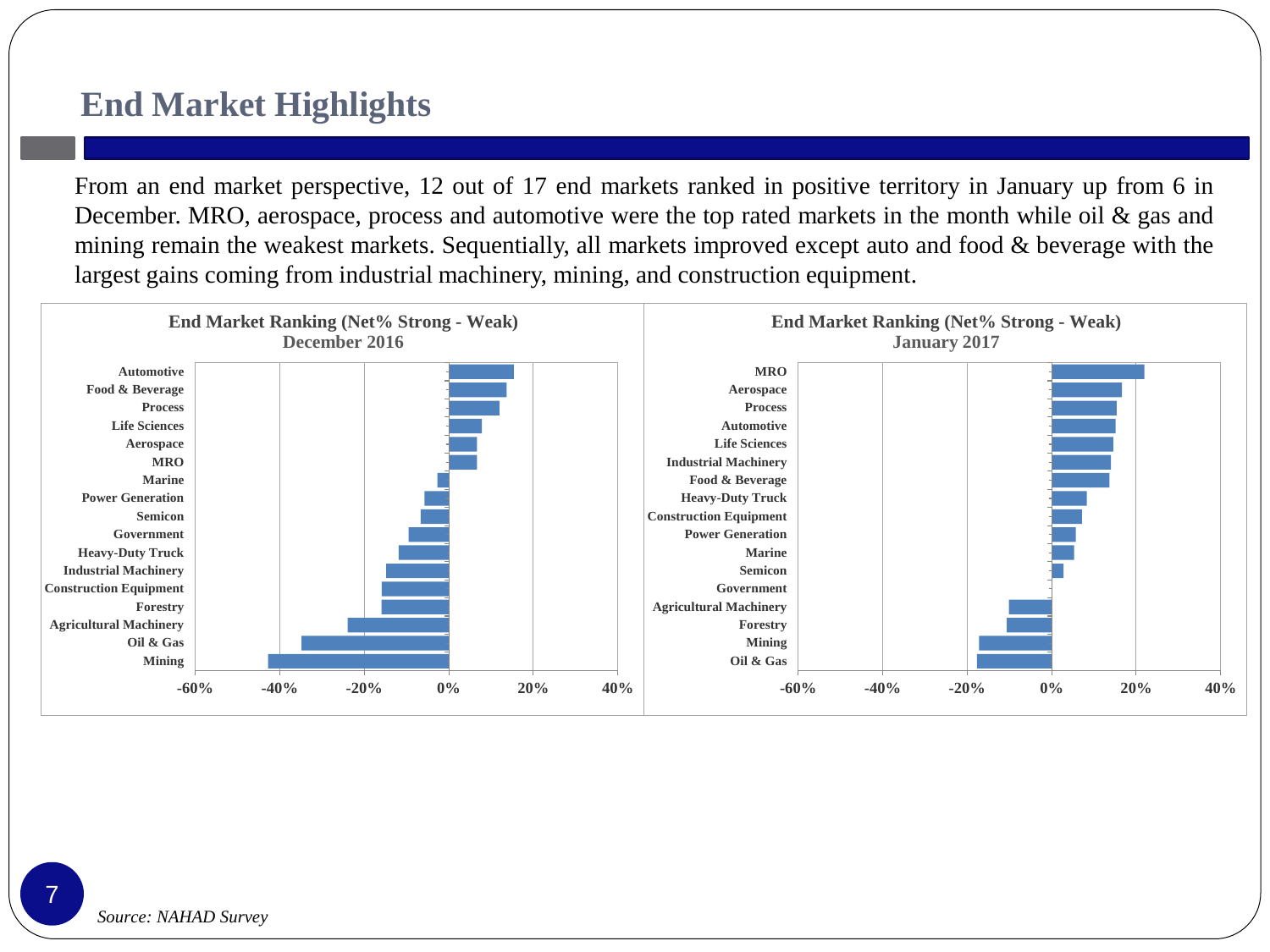# End Market Highlights

From an end market perspective, 12 out of 17 end markets ranked in positive territory in January up from 6 in December. MRO, aerospace, process and automotive were the top rated markets in the month while oil & gas and mining remain the weakest markets. Sequentially, all markets improved except auto and food & beverage with the largest gains coming from industrial machinery, mining, and construction equipment.

**End Market Ranking (Net% Strong - Weak)**
**December 2016**

Automotive, Food & Beverage, Process, Life Sciences, Aerospace, MRO, Marine, Power Generation, Semicon, Government, Heavy-Duty Truck, Industrial Machinery, Construction Equipment, Forestry, Agricultural Machinery, Oil & Gas, Mining

-60% -40% -20% 0% 20% 40%

**End Market Ranking (Net% Strong - Weak)**
**January 2017**

MRO, Aerospace, Process, Automotive, Life Sciences, Industrial Machinery, Food & Beverage, Heavy-Duty Truck, Construction Equipment, Power Generation, Marine, Semicon, Government, Agricultural Machinery, Forestry, Mining, Oil & Gas

-60% -40% -20% 0% 20% 40%

*Source: NAHAD Survey*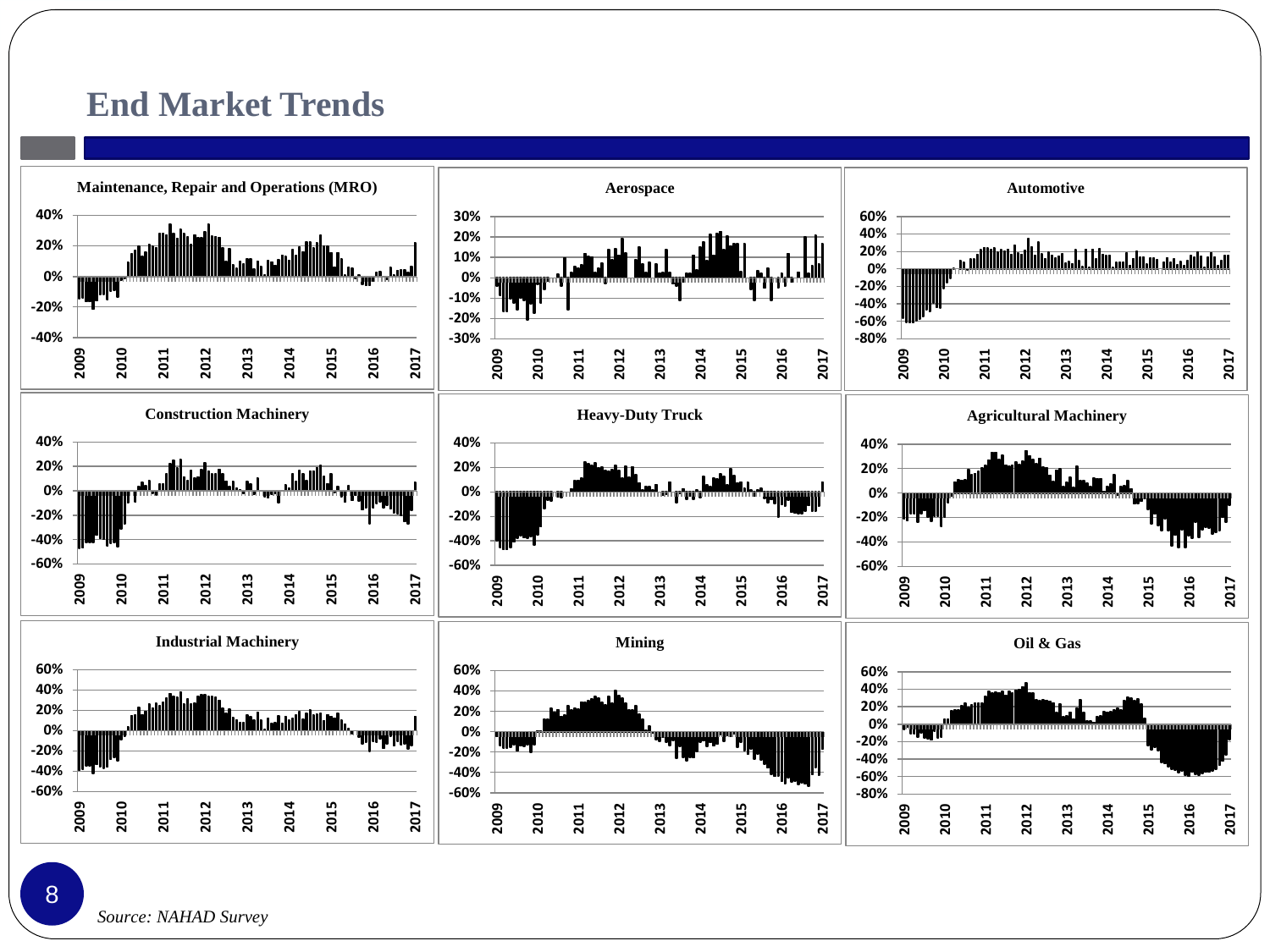# End Market Trends

**Maintenance, Repair and Operations (MRO)**

**Aerospace**

**Automotive**

**Construction Machinery**

**Heavy-Duty Truck**

**Agricultural Machinery**

**Industrial Machinery**

**Mining**

**Oil & Gas**

*Source: NAHAD Survey*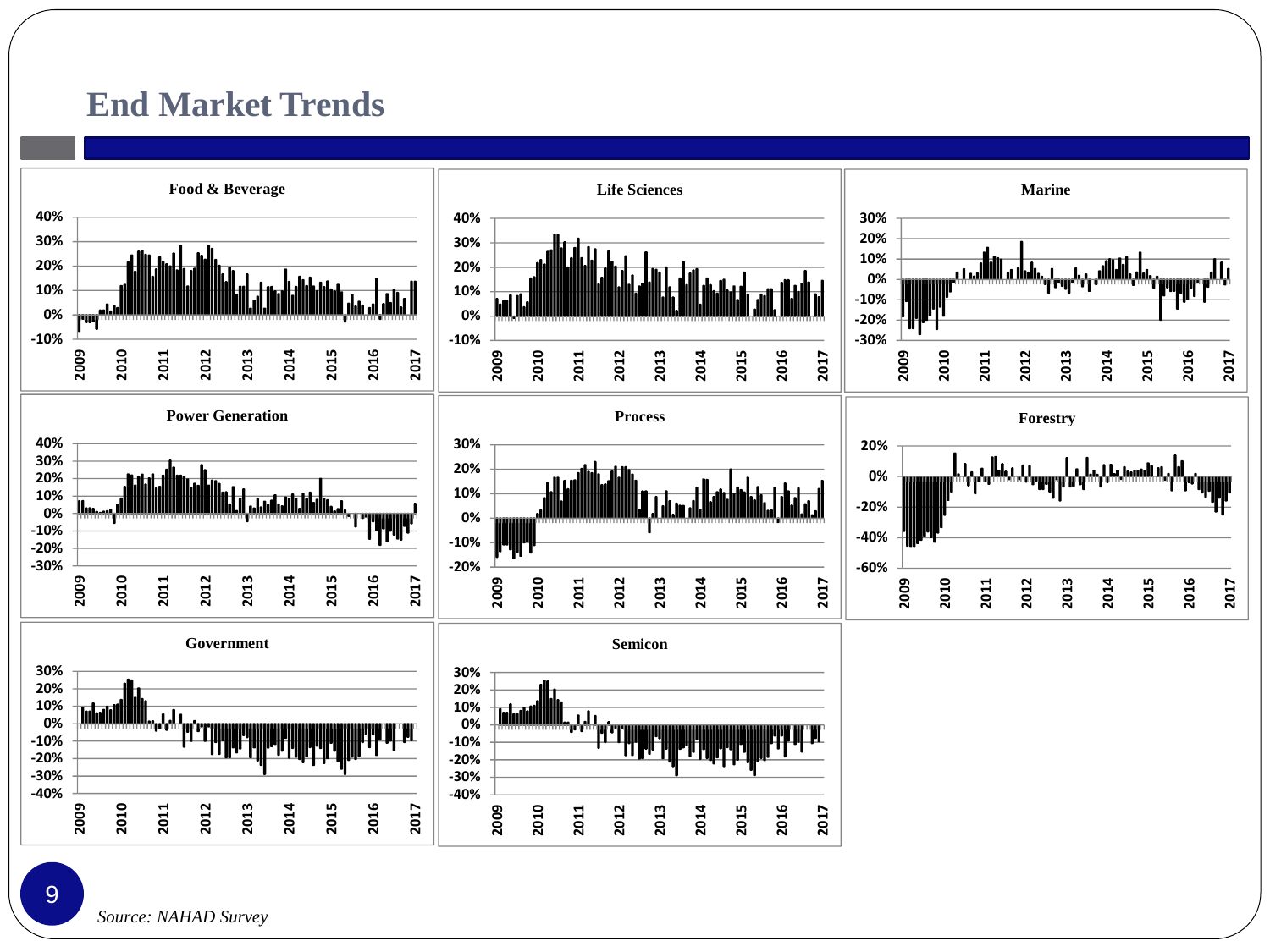# End Market Trends

**Food & Beverage**

**Life Sciences**

**Marine**

**Power Generation**

**Process**

**Forestry**

**Government**

**Semicon**

*Source: NAHAD Survey*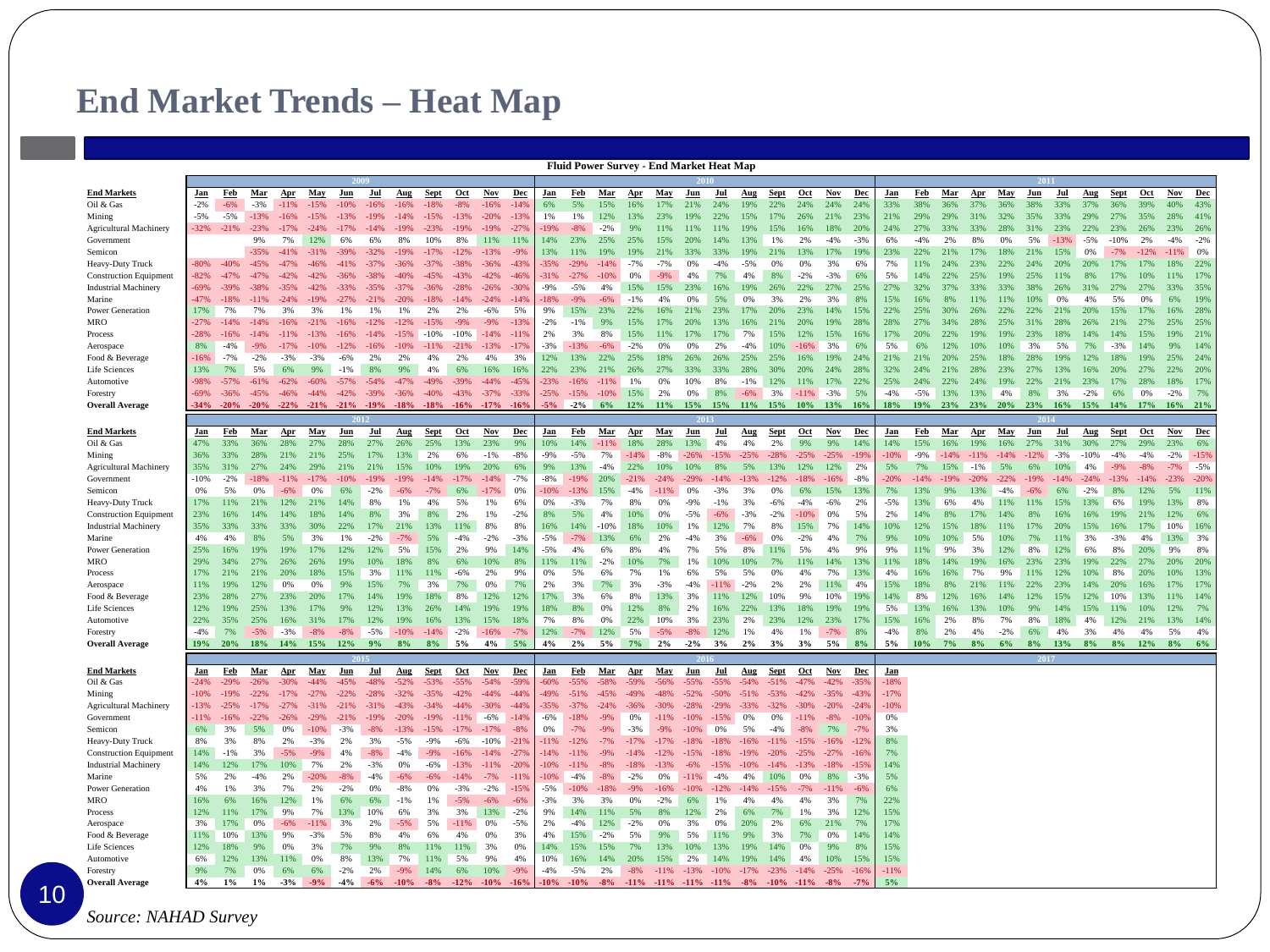# End Market Trends – Heat Map

**Fluid Power Survey - End Market Heat Map**

| End Markets | 2009 Jan | Feb | Mar | Apr | May | Jun | Jul | Aug | Sept | Oct | Nov | Dec | 2010 Jan | Feb | Mar | Apr | May | Jun | Jul | Aug | Sept | Oct | Nov | Dec | 2011 Jan | Feb | Mar | Apr | May | Jun | Jul | Aug | Sept | Oct | Nov | Dec |
|---|---|---|---|---|---|---|---|---|---|---|---|---|---|---|---|---|---|---|---|---|---|---|---|---|---|---|---|---|---|---|---|---|---|---|---|---|
| Oil & Gas | -2% | -6% | -3% | -11% | -15% | -10% | -16% | -16% | -18% | -8% | -16% | -14% | 6% | 5% | 15% | 16% | 17% | 21% | 24% | 19% | 22% | 24% | 24% | 24% | 33% | 38% | 36% | 37% | 36% | 38% | 33% | 37% | 36% | 39% | 40% | 43% |
| Mining | -5% | -5% | -13% | -16% | -15% | -13% | -19% | -14% | -15% | -13% | -20% | -13% | 1% | 1% | 12% | 13% | 23% | 19% | 22% | 15% | 17% | 26% | 21% | 23% | 21% | 29% | 29% | 31% | 32% | 35% | 33% | 29% | 27% | 35% | 28% | 41% |
| Agricultural Machinery | -32% | -21% | -23% | -17% | -24% | -17% | -14% | -19% | -23% | -19% | -19% | -27% | -19% | -8% | -2% | 9% | 11% | 11% | 11% | 19% | 15% | 16% | 18% | 20% | 24% | 27% | 33% | 33% | 28% | 31% | 23% | 22% | 23% | 26% | 23% | 26% |
| Government | | | 9% | 7% | 12% | 6% | 6% | 8% | 10% | 8% | 11% | 11% | 14% | 23% | 25% | 25% | 15% | 20% | 14% | 13% | 1% | 2% | -4% | -3% | 6% | -4% | 2% | 8% | 0% | 5% | -13% | -5% | -10% | 2% | -4% | -2% |
| Semicon | | | -35% | -41% | -31% | -39% | -32% | -19% | -17% | -12% | -13% | -9% | 13% | 11% | 19% | 19% | 21% | 33% | 33% | 19% | 21% | 13% | 17% | 19% | 23% | 22% | 21% | 17% | 18% | 21% | 15% | 0% | -7% | -12% | -11% | 0% |
| Heavy-Duty Truck | -80% | -40% | -45% | -47% | -46% | -41% | -37% | -36% | -37% | -38% | -36% | -43% | -35% | -29% | -14% | -7% | -7% | 0% | -4% | -5% | 0% | 0% | 3% | 6% | 7% | 11% | 24% | 23% | 22% | 24% | 20% | 20% | 17% | 17% | 18% | 22% |
| Construction Equipment | -82% | -47% | -47% | -42% | -42% | -36% | -38% | -40% | -45% | -43% | -42% | -46% | -31% | -27% | -10% | 0% | -9% | 4% | 7% | 4% | 8% | -2% | -3% | 6% | 5% | 14% | 22% | 25% | 19% | 25% | 11% | 8% | 17% | 10% | 11% | 17% |
| Industrial Machinery | -69% | -39% | -38% | -35% | -42% | -33% | -35% | -37% | -36% | -28% | -26% | -30% | -9% | -5% | 4% | 15% | 15% | 23% | 16% | 19% | 26% | 22% | 27% | 25% | 27% | 32% | 37% | 33% | 33% | 38% | 26% | 31% | 27% | 27% | 33% | 35% |
| Marine | -47% | -18% | -11% | -24% | -19% | -27% | -21% | -20% | -18% | -14% | -24% | -14% | -18% | -9% | -6% | -1% | 4% | 0% | 5% | 0% | 3% | 2% | 3% | 8% | 15% | 16% | 8% | 11% | 11% | 10% | 0% | 4% | 5% | 0% | 6% | 19% |
| Power Generation | 17% | 7% | 7% | 3% | 3% | 1% | 1% | 1% | 2% | 2% | -6% | 5% | 9% | 15% | 23% | 22% | 16% | 21% | 23% | 17% | 20% | 23% | 14% | 15% | 22% | 25% | 30% | 26% | 22% | 22% | 21% | 20% | 15% | 17% | 16% | 28% |
| MRO | -27% | -14% | -14% | -16% | -21% | -16% | -12% | -12% | -15% | -9% | -9% | -13% | -2% | -1% | 9% | 15% | 17% | 20% | 13% | 16% | 21% | 20% | 19% | 28% | 28% | 27% | 34% | 28% | 25% | 31% | 28% | 26% | 21% | 27% | 25% | 25% |
| Process | -28% | -16% | -14% | -11% | -13% | -16% | -14% | -15% | -10% | -10% | -14% | -11% | 2% | 3% | 8% | 15% | 11% | 17% | 17% | 7% | 15% | 12% | 15% | 16% | 17% | 20% | 22% | 19% | 19% | 23% | 18% | 14% | 14% | 15% | 19% | 21% |
| Aerospace | 8% | -4% | -9% | -17% | -10% | -12% | -16% | -10% | -11% | -21% | -13% | -17% | -3% | -13% | -6% | -2% | 0% | 0% | 2% | -4% | 10% | -16% | 3% | 6% | 5% | 6% | 12% | 10% | 10% | 3% | 5% | 7% | -3% | 14% | 9% | 14% |
| Food & Beverage | -16% | -7% | -2% | -3% | -3% | -6% | 2% | 2% | 4% | 2% | 4% | 3% | 12% | 13% | 22% | 8% | 25% | 18% | 26% | 26% | 25% | 16% | 19% | 24% | 21% | 21% | 20% | 25% | 18% | 28% | 19% | 12% | 18% | 19% | 25% | 24% |
| Life Sciences | 13% | 7% | 5% | 6% | 9% | -1% | 8% | 9% | 4% | 6% | 16% | 16% | 22% | 23% | 21% | 26% | 27% | 33% | 33% | 28% | 30% | 20% | 24% | 28% | 32% | 24% | 21% | 28% | 23% | 27% | 13% | 16% | 20% | 27% | 22% | 20% |
| Automotive | -98% | -57% | -61% | -62% | -60% | -57% | -54% | -47% | -49% | -39% | -44% | -45% | -23% | -16% | -11% | 1% | 0% | 10% | 8% | -1% | 12% | 11% | 17% | 22% | 25% | 24% | 22% | 24% | 19% | 22% | 21% | 23% | 17% | 28% | 18% | 17% |
| Forestry | -69% | -36% | -45% | -46% | -44% | -42% | -39% | -36% | -40% | -43% | -37% | -33% | -25% | -15% | -10% | 15% | 2% | 0% | 8% | -6% | 3% | -11% | -3% | 5% | -4% | -5% | 13% | 13% | 4% | 8% | 3% | -2% | 6% | 0% | -2% | 7% |
| **Overall Average** | **-34%** | **-20%** | **-20%** | **-22%** | **-21%** | **-21%** | **-19%** | **-18%** | **-18%** | **-16%** | **-17%** | **-16%** | **-5%** | **-2%** | **6%** | **12%** | **11%** | **15%** | **15%** | **11%** | **15%** | **10%** | **13%** | **16%** | **18%** | **19%** | **23%** | **23%** | **20%** | **23%** | **16%** | **15%** | **14%** | **17%** | **16%** | **21%** |

| End Markets | 2012 Jan | Feb | Mar | Apr | May | Jun | Jul | Aug | Sept | Oct | Nov | Dec | 2013 Jan | Feb | Mar | Apr | May | Jun | Jul | Aug | Sept | Oct | Nov | Dec | 2014 Jan | Feb | Mar | Apr | May | Jun | Jul | Aug | Sept | Oct | Nov | Dec |
|---|---|---|---|---|---|---|---|---|---|---|---|---|---|---|---|---|---|---|---|---|---|---|---|---|---|---|---|---|---|---|---|---|---|---|---|---|
| Oil & Gas | 47% | 33% | 36% | 28% | 27% | 28% | 27% | 26% | 25% | 13% | 23% | 9% | 10% | 14% | -11% | 18% | 28% | 13% | 4% | 4% | 2% | 9% | 9% | 14% | 14% | 15% | 16% | 19% | 16% | 27% | 31% | 30% | 27% | 29% | 23% | 6% |
| Mining | 36% | 33% | 28% | 21% | 21% | 25% | 17% | 13% | 2% | 6% | -1% | -8% | -9% | -5% | 7% | -14% | -8% | -26% | -15% | -25% | -28% | -25% | -25% | -19% | -10% | -9% | -14% | -11% | -14% | -12% | -3% | -10% | -4% | -4% | -2% | -15% |
| Agricultural Machinery | 35% | 31% | 27% | 24% | 29% | 21% | 21% | 15% | 10% | 19% | 20% | 6% | 9% | 13% | -4% | 22% | 10% | 10% | 8% | 5% | 13% | 12% | 12% | 2% | 5% | 7% | 15% | -1% | 5% | 6% | 10% | 4% | -9% | -8% | -7% | -5% |
| Government | -10% | -2% | -18% | -11% | -17% | -10% | -19% | -19% | -14% | -17% | -14% | -7% | -8% | -19% | 20% | -21% | -24% | -29% | -14% | -13% | -12% | -18% | -16% | -8% | -20% | -14% | -19% | -20% | -22% | -19% | -14% | -24% | -13% | -14% | -23% | -20% |
| Semicon | 0% | 5% | 0% | -6% | 0% | 6% | -2% | -6% | -7% | 6% | -17% | 0% | -10% | -13% | 15% | -4% | -11% | 0% | -3% | 3% | 0% | 6% | 15% | 13% | 7% | 13% | 9% | 13% | -4% | -6% | 6% | -2% | 8% | 12% | 5% | 11% |
| Heavy-Duty Truck | 17% | 11% | 21% | 12% | 21% | 14% | 8% | 1% | 4% | 5% | 1% | 6% | 0% | -3% | 7% | 8% | 0% | -9% | -1% | 3% | -6% | -4% | -6% | 2% | -5% | 13% | 6% | 4% | 11% | 11% | 15% | 13% | 6% | 19% | 13% | 8% |
| Construction Equipment | 23% | 16% | 14% | 14% | 18% | 14% | 8% | 3% | 8% | 2% | 1% | -2% | 8% | 5% | 4% | 10% | 0% | -5% | -6% | -3% | -2% | -10% | 0% | 5% | 2% | 14% | 8% | 17% | 14% | 8% | 16% | 16% | 19% | 21% | 12% | 6% |
| Industrial Machinery | 35% | 33% | 33% | 33% | 30% | 22% | 17% | 21% | 13% | 11% | 8% | 8% | 16% | 14% | -10% | 18% | 10% | 1% | 12% | 7% | 8% | 15% | 7% | 14% | 10% | 12% | 15% | 18% | 11% | 17% | 20% | 15% | 16% | 17% | 10% | 16% |
| Marine | 4% | 4% | 8% | 5% | 3% | 1% | -2% | -7% | 5% | -4% | -2% | -3% | -5% | -7% | 13% | 6% | 2% | -4% | 3% | -6% | 0% | -2% | 4% | 7% | 9% | 10% | 10% | 5% | 10% | 7% | 11% | 3% | -3% | 4% | 13% | 3% |
| Power Generation | 25% | 16% | 19% | 19% | 17% | 12% | 12% | 5% | 15% | 2% | 9% | 14% | -5% | 4% | 6% | 8% | 4% | 7% | 5% | 8% | 11% | 5% | 4% | 9% | 9% | 11% | 9% | 3% | 12% | 8% | 12% | 6% | 8% | 20% | 9% | 8% |
| MRO | 29% | 34% | 27% | 26% | 26% | 19% | 10% | 18% | 8% | 6% | 10% | 8% | 11% | 11% | -2% | 10% | 7% | 1% | 10% | 10% | 7% | 11% | 14% | 13% | 11% | 18% | 14% | 19% | 16% | 23% | 23% | 19% | 22% | 27% | 20% | 20% |
| Process | 17% | 21% | 21% | 20% | 18% | 15% | 3% | 11% | 11% | -6% | 2% | 9% | 0% | 5% | 6% | 7% | 1% | 6% | 5% | 5% | 0% | 4% | 7% | 13% | 4% | 16% | 16% | 7% | 9% | 11% | 12% | 10% | 8% | 20% | 10% | 13% |
| Aerospace | 11% | 19% | 12% | 0% | 0% | 9% | 15% | 7% | 3% | 7% | 0% | 7% | 2% | 3% | 7% | 3% | -3% | -4% | -11% | -2% | 2% | 2% | 11% | 4% | 15% | 18% | 8% | 21% | 11% | 22% | 23% | 14% | 20% | 16% | 17% | 17% |
| Food & Beverage | 23% | 28% | 27% | 23% | 20% | 17% | 14% | 19% | 18% | 8% | 12% | 12% | 17% | 3% | 6% | 8% | 13% | 3% | 11% | 12% | 10% | 9% | 10% | 19% | 14% | 8% | 12% | 16% | 14% | 12% | 15% | 12% | 10% | 13% | 11% | 14% |
| Life Sciences | 12% | 19% | 25% | 13% | 17% | 9% | 12% | 13% | 26% | 14% | 19% | 19% | 18% | 8% | 0% | 12% | 8% | 2% | 16% | 22% | 13% | 18% | 19% | 19% | 5% | 13% | 16% | 13% | 10% | 9% | 14% | 15% | 11% | 10% | 12% | 7% |
| Automotive | 22% | 35% | 25% | 16% | 31% | 17% | 12% | 19% | 16% | 13% | 15% | 18% | 7% | 8% | 0% | 22% | 10% | 3% | 23% | 2% | 23% | 12% | 23% | 17% | 15% | 16% | 2% | 8% | 7% | 8% | 18% | 4% | 12% | 21% | 13% | 14% |
| Forestry | -4% | 7% | -5% | -3% | -8% | -8% | -5% | -10% | -14% | -2% | -16% | -7% | 12% | -7% | 12% | 5% | -5% | -8% | 12% | 1% | 4% | 1% | -7% | 8% | -4% | 8% | 2% | 4% | -2% | 6% | 4% | 3% | 4% | 4% | 5% | 4% |
| **Overall Average** | **19%** | **20%** | **18%** | **14%** | **15%** | **12%** | **9%** | **8%** | **8%** | **5%** | **4%** | **5%** | **4%** | **2%** | **5%** | **7%** | **2%** | **-2%** | **3%** | **2%** | **3%** | **3%** | **5%** | **8%** | **5%** | **10%** | **7%** | **8%** | **6%** | **8%** | **13%** | **8%** | **8%** | **12%** | **8%** | **6%** |

| End Markets | 2015 Jan | Feb | Mar | Apr | May | Jun | Jul | Aug | Sept | Oct | Nov | Dec | 2016 Jan | Feb | Mar | Apr | May | Jun | Jul | Aug | Sept | Oct | Nov | Dec | 2017 Jan |
|---|---|---|---|---|---|---|---|---|---|---|---|---|---|---|---|---|---|---|---|---|---|---|---|---|---|
| Oil & Gas | -24% | -29% | -26% | -30% | -44% | -45% | -48% | -52% | -53% | -55% | -54% | -59% | -60% | -55% | -58% | -59% | -56% | -55% | -55% | -54% | -51% | -47% | -42% | -35% | -18% |
| Mining | -10% | -19% | -22% | -17% | -27% | -22% | -28% | -32% | -35% | -42% | -44% | -44% | -49% | -51% | -45% | -49% | -48% | -52% | -50% | -51% | -53% | -42% | -35% | -43% | -17% |
| Agricultural Machinery | -13% | -25% | -17% | -27% | -31% | -21% | -31% | -43% | -34% | -44% | -30% | -44% | -35% | -37% | -24% | -36% | -30% | -28% | -29% | -33% | -32% | -30% | -20% | -24% | -10% |
| Government | -11% | -16% | -22% | -26% | -29% | -21% | -19% | -20% | -19% | -11% | -6% | -14% | -6% | -18% | -9% | 0% | -11% | -10% | -15% | 0% | 0% | -11% | -8% | -10% | 0% |
| Semicon | 6% | 3% | 5% | 0% | -10% | -3% | -8% | -13% | -15% | -17% | -17% | -8% | 0% | -7% | -9% | -3% | -9% | -10% | 0% | 5% | -4% | -8% | 7% | -7% | 3% |
| Heavy-Duty Truck | 8% | 3% | 8% | 2% | -3% | 2% | 3% | -5% | -9% | -6% | -10% | -21% | -11% | -12% | -7% | -17% | -17% | -18% | -18% | -16% | -11% | -15% | -16% | -12% | 8% |
| Construction Equipment | 14% | -1% | 3% | -5% | -9% | 4% | -8% | -4% | -9% | -16% | -14% | -27% | -14% | -11% | -9% | -14% | -12% | -15% | -18% | -19% | -20% | -25% | -27% | -16% | 7% |
| Industrial Machinery | 14% | 12% | 17% | 10% | 7% | 2% | -3% | 0% | -6% | -13% | -11% | -20% | -10% | -11% | -8% | -18% | -13% | -6% | -15% | -10% | -14% | -13% | -18% | -15% | 14% |
| Marine | 5% | 2% | -4% | 2% | -20% | -8% | -4% | -6% | -6% | -14% | -7% | -11% | -10% | -4% | -8% | -2% | 0% | -11% | -4% | 4% | 10% | 0% | 8% | -3% | 5% |
| Power Generation | 4% | 1% | 3% | 7% | 2% | -2% | 0% | -8% | 0% | -3% | -2% | -15% | -5% | -10% | -18% | -9% | -16% | -10% | -12% | -14% | -15% | -7% | -11% | -6% | 6% |
| MRO | 16% | 6% | 16% | 12% | 1% | 6% | 6% | -1% | 1% | -5% | -6% | -6% | -3% | 3% | 3% | 0% | -2% | 6% | 1% | 4% | 4% | 4% | 3% | 7% | 22% |
| Process | 12% | 11% | 17% | 9% | 7% | 13% | 10% | 6% | 3% | 3% | 13% | -2% | 9% | 14% | 11% | 5% | 8% | 12% | 2% | 6% | 7% | 1% | 3% | 12% | 15% |
| Aerospace | 3% | 17% | 0% | -6% | -11% | 3% | 2% | -5% | 5% | -11% | 0% | -5% | 2% | -4% | 12% | -2% | 0% | 3% | 0% | 20% | 2% | 6% | 21% | 7% | 17% |
| Food & Beverage | 11% | 10% | 13% | 9% | -3% | 5% | 8% | 4% | 6% | 4% | 0% | 3% | 4% | 15% | -2% | 5% | 9% | 5% | 11% | 9% | 3% | 7% | 0% | 14% | 14% |
| Life Sciences | 12% | 18% | 9% | 0% | 3% | 7% | 9% | 8% | 11% | 11% | 3% | 0% | 14% | 15% | 15% | 7% | 13% | 10% | 13% | 19% | 14% | 0% | 9% | 8% | 15% |
| Automotive | 6% | 12% | 13% | 11% | 0% | 8% | 13% | 7% | 11% | 5% | 9% | 4% | 10% | 16% | 14% | 20% | 15% | 2% | 14% | 19% | 14% | 4% | 10% | 15% | 15% |
| Forestry | 9% | 7% | 0% | 6% | 6% | -2% | 2% | -9% | 14% | 6% | 10% | -9% | -4% | -5% | 2% | -8% | -11% | -13% | -10% | -17% | -23% | -14% | -25% | -16% | -11% |
| **Overall Average** | **4%** | **1%** | **1%** | **-3%** | **-9%** | **-4%** | **-6%** | **-10%** | **-8%** | **-12%** | **-10%** | **-16%** | **-10%** | **-10%** | **-8%** | **-11%** | **-11%** | **-11%** | **-11%** | **-8%** | **-10%** | **-11%** | **-8%** | **-7%** | **5%** |

*Source: NAHAD Survey*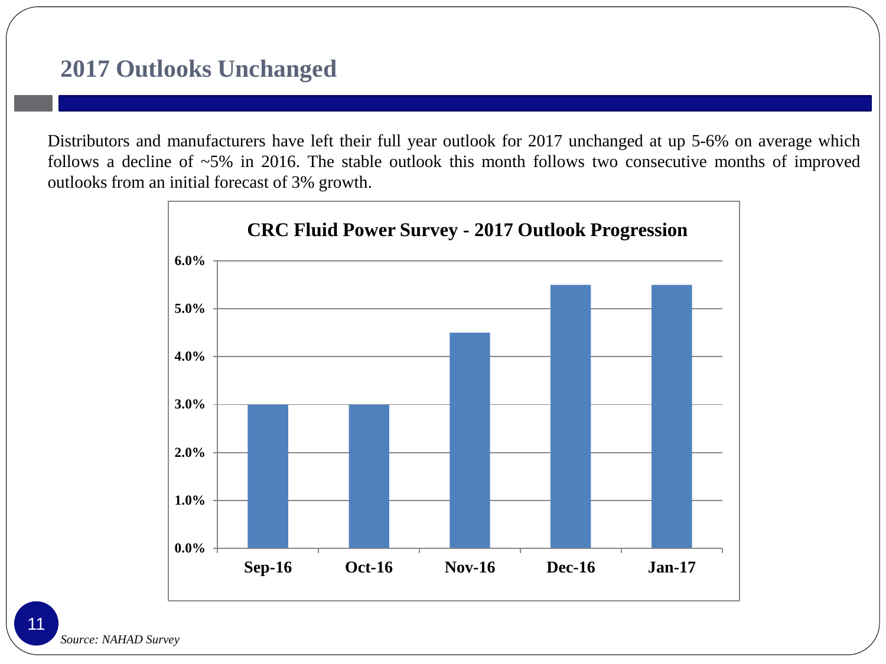# 2017 Outlooks Unchanged

Distributors and manufacturers have left their full year outlook for 2017 unchanged at up 5-6% on average which follows a decline of ~5% in 2016. The stable outlook this month follows two consecutive months of improved outlooks from an initial forecast of 3% growth.

**CRC Fluid Power Survey - 2017 Outlook Progression**

| Month | 2017 Outlook |
| --- | --- |
| Sep-16 | 3.0% |
| Oct-16 | 3.0% |
| Nov-16 | 4.5% |
| Dec-16 | 5.5% |
| Jan-17 | 5.5% |

*Source: NAHAD Survey*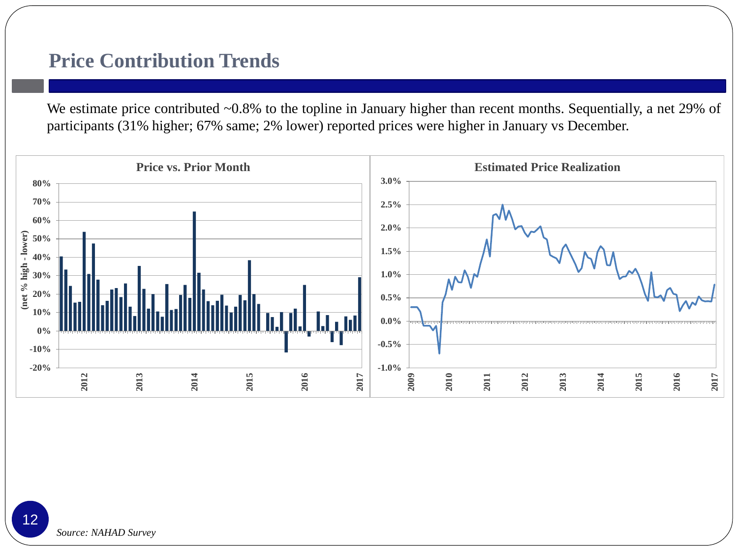# Price Contribution Trends

We estimate price contributed ~0.8% to the topline in January higher than recent months. Sequentially, a net 29% of participants (31% higher; 67% same; 2% lower) reported prices were higher in January vs December.

**Price vs. Prior Month**

**Estimated Price Realization**

*Source: NAHAD Survey*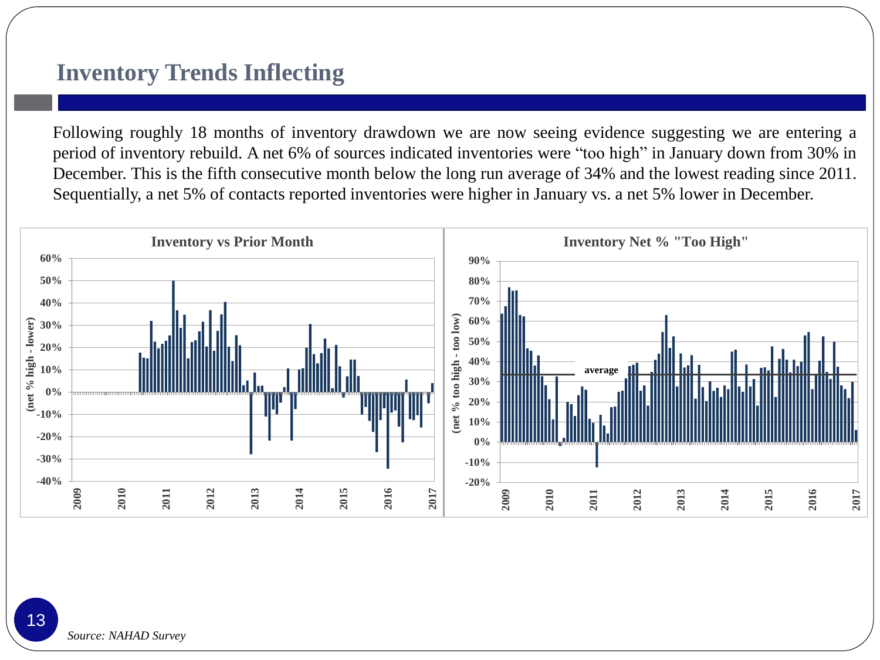# Inventory Trends Inflecting

Following roughly 18 months of inventory drawdown we are now seeing evidence suggesting we are entering a period of inventory rebuild. A net 6% of sources indicated inventories were "too high" in January down from 30% in December. This is the fifth consecutive month below the long run average of 34% and the lowest reading since 2011. Sequentially, a net 5% of contacts reported inventories were higher in January vs. a net 5% lower in December.

**Inventory vs Prior Month**

**Inventory Net % "Too High"**

*Source: NAHAD Survey*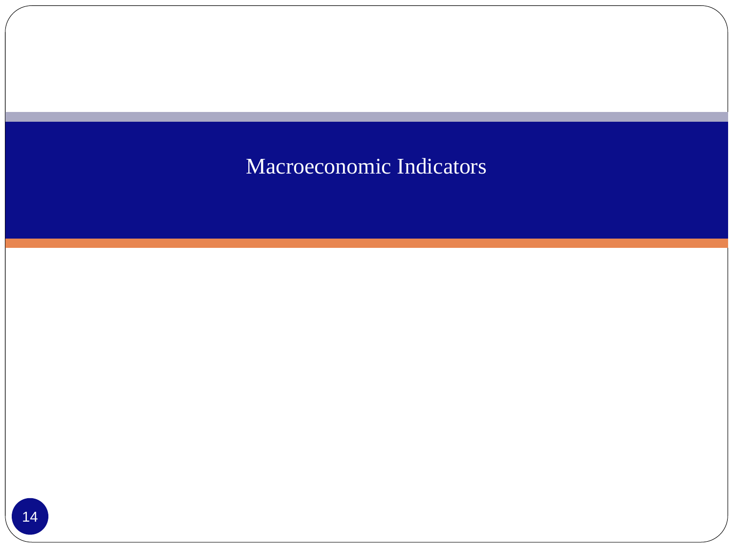# Macroeconomic Indicators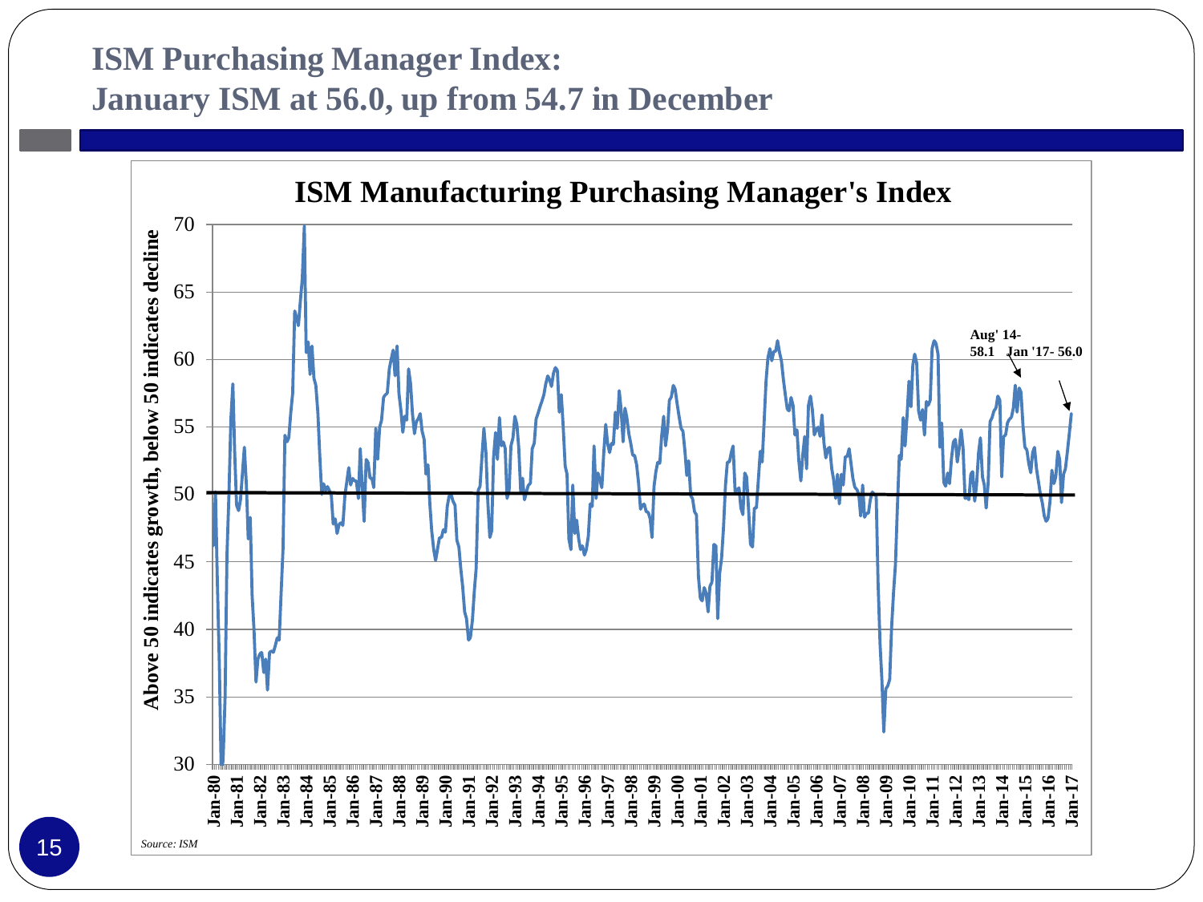# ISM Purchasing Manager Index:
# January ISM at 56.0, up from 54.7 in December

**ISM Manufacturing Purchasing Manager's Index**

Above 50 indicates growth, below 50 indicates decline

Aug' 14- 58.1

Jan '17- 56.0

*Source: ISM*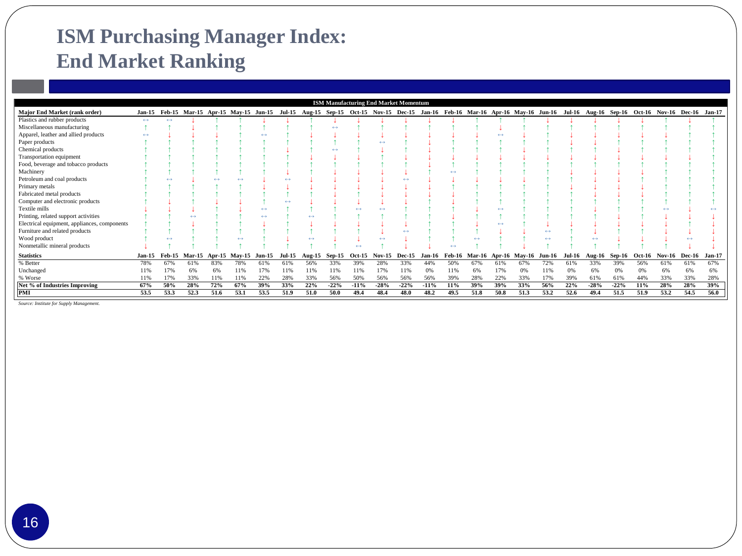# ISM Purchasing Manager Index: End Market Ranking

| ISM Manufacturing End Market Momentum | | | | | | | | | | | | | | | | | | | | | | | | | |
|---|---|---|---|---|---|---|---|---|---|---|---|---|---|---|---|---|---|---|---|---|---|---|---|---|---|
| **Major End Market (rank order)** | **Jan-15** | **Feb-15** | **Mar-15** | **Apr-15** | **May-15** | **Jun-15** | **Jul-15** | **Aug-15** | **Sep-15** | **Oct-15** | **Nov-15** | **Dec-15** | **Jan-16** | **Feb-16** | **Mar-16** | **Apr-16** | **May-16** | **Jun-16** | **Jul-16** | **Aug-16** | **Sep-16** | **Oct-16** | **Nov-16** | **Dec-16** | **Jan-17** |
| Plastics and rubber products | ↔ | ↔ | ↓ | ↑ | ↑ | ↓ | ↓ | ↑ | ↓ | ↓ | ↓ | ↓ | ↓ | ↓ | ↑ | ↑ | ↑ | ↓ | ↓ | ↓ | ↓ | ↓ | ↑ | ↓ | ↑ |
| Miscellaneous manufacturing | ↑ | ↑ | ↓ | ↑ | ↑ | ↑ | ↑ | ↑ | ↔ | ↑ | ↑ | ↑ | ↑ | ↑ | ↑ | ↓ | ↑ | ↑ | ↑ | ↑ | ↑ | ↑ | ↑ | ↑ | ↑ |
| Apparel, leather and allied products | ↔ | ↓ | ↓ | ↓ | ↑ | ↔ | ↑ | ↓ | ↓ | ↓ | ↓ | ↓ | ↓ | ↓ | ↓ | ↔ | ↓ | ↑ | ↓ | ↓ | ↓ | ↓ | ↓ | ↑ | ↑ |
| Paper products | ↑ | ↑ | ↑ | ↑ | ↑ | ↑ | ↑ | ↑ | ↑ | ↑ | ↔ | ↑ | ↓ | ↑ | ↑ | ↑ | ↑ | ↑ | ↓ | ↓ | ↑ | ↑ | ↑ | ↑ | ↑ |
| Chemical products | ↑ | ↑ | ↑ | ↑ | ↑ | ↑ | ↓ | ↑ | ↔ | ↑ | ↓ | ↑ | ↓ | ↑ | ↑ | ↑ | ↓ | ↑ | ↑ | ↑ | ↓ | ↑ | ↑ | ↑ | ↑ |
| Transportation equipment | ↑ | ↑ | ↑ | ↑ | ↑ | ↑ | ↑ | ↓ | ↓ | ↓ | ↑ | ↓ | ↓ | ↓ | ↓ | ↓ | ↓ | ↓ | ↓ | ↓ | ↓ | ↓ | ↓ | ↓ | ↑ |
| Food, beverage and tobacco products | ↑ | ↑ | ↑ | ↑ | ↑ | ↑ | ↑ | ↑ | ↑ | ↑ | ↑ | ↑ | ↓ | ↑ | ↑ | ↑ | ↑ | ↑ | ↑ | ↑ | ↑ | ↑ | ↑ | ↑ | ↑ |
| Machinery | ↑ | ↑ | ↑ | ↑ | ↑ | ↑ | ↓ | ↑ | ↓ | ↓ | ↓ | ↓ | ↑ | ↔ | ↑ | ↑ | ↑ | ↑ | ↓ | ↓ | ↓ | ↓ | ↑ | ↑ | ↑ |
| Petroleum and coal products | ↑ | ↔ | ↓ | ↔ | ↔ | ↓ | ↔ | ↓ | ↓ | ↓ | ↓ | ↔ | ↓ | ↓ | ↓ | ↓ | ↓ | ↑ | ↑ | ↓ | ↓ | ↑ | ↑ | ↑ | ↑ |
| Primary metals | ↑ | ↑ | ↑ | ↑ | ↑ | ↓ | ↓ | ↓ | ↓ | ↓ | ↓ | ↓ | ↓ | ↑ | ↑ | ↑ | ↑ | ↑ | ↓ | ↓ | ↓ | ↓ | ↑ | ↑ | ↑ |
| Fabricated metal products | ↑ | ↑ | ↑ | ↑ | ↑ | ↑ | ↑ | ↑ | ↓ | ↑ | ↓ | ↓ | ↓ | ↓ | ↑ | ↑ | ↑ | ↑ | ↑ | ↓ | ↓ | ↓ | ↑ | ↑ | ↑ |
| Computer and electronic products | ↑ | ↓ | ↑ | ↓ | ↓ | ↑ | ↔ | ↓ | ↓ | ↓ | ↓ | ↓ | ↑ | ↓ | ↑ | ↑ | ↑ | ↑ | ↑ | ↑ | ↓ | ↑ | ↑ | ↑ | ↑ |
| Textile mills | ↓ | ↓ | ↓ | ↑ | ↓ | ↔ | ↑ | ↑ | ↑ | ↔ | ↔ | ↑ | ↑ | ↑ | ↓ | ↔ | ↑ | ↑ | ↑ | ↓ | ↑ | ↑ | ↔ | ↓ | ↔ |
| Printing, related support activities | ↑ | ↑ | ↔ | ↑ | ↑ | ↔ | ↑ | ↔ | ↑ | ↑ | ↑ | ↑ | ↑ | ↓ | ↑ | ↑ | ↑ | ↑ | ↑ | ↑ | ↓ | ↑ | ↓ | ↓ | ↓ |
| Electrical equipment, appliances, components | ↑ | ↑ | ↓ | ↑ | ↑ | ↓ | ↑ | ↓ | ↓ | ↓ | ↓ | ↓ | ↑ | ↑ | ↓ | ↔ | ↑ | ↓ | ↓ | ↓ | ↓ | ↓ | ↓ | ↑ | ↓ |
| Furniture and related products | ↑ | ↑ | ↑ | ↑ | ↑ | ↑ | ↑ | ↑ | ↑ | ↑ | ↓ | ↔ | ↑ | ↑ | ↑ | ↓ | ↓ | ↔ | ↑ | ↓ | ↑ | ↑ | ↓ | ↓ | ↓ |
| Wood product | ↑ | ↔ | ↑ | ↑ | ↔ | ↑ | ↓ | ↔ | ↓ | ↓ | ↔ | ↓ | ↑ | ↑ | ↔ | ↑ | ↑ | ↔ | ↑ | ↔ | ↓ | ↓ | ↓ | ↔ | ↓ |
| Nonmetallic mineral products | ↓ | ↑ | ↑ | ↑ | ↑ | ↑ | ↑ | ↑ | ↑ | ↔ | ↑ | ↓ | ↓ | ↔ | ↑ | ↑ | ↓ | ↑ | ↑ | ↑ | ↑ | ↑ | ↑ | ↓ | ↓ |
| **Statistics** | **Jan-15** | **Feb-15** | **Mar-15** | **Apr-15** | **May-15** | **Jun-15** | **Jul-15** | **Aug-15** | **Sep-15** | **Oct-15** | **Nov-15** | **Dec-15** | **Jan-16** | **Feb-16** | **Mar-16** | **Apr-16** | **May-16** | **Jun-16** | **Jul-16** | **Aug-16** | **Sep-16** | **Oct-16** | **Nov-16** | **Dec-16** | **Jan-17** |
| % Better | 78% | 67% | 61% | 83% | 78% | 61% | 61% | 56% | 33% | 39% | 28% | 33% | 44% | 50% | 67% | 61% | 67% | 72% | 61% | 33% | 39% | 56% | 61% | 61% | 67% |
| Unchanged | 11% | 17% | 6% | 6% | 11% | 17% | 11% | 11% | 11% | 11% | 17% | 11% | 0% | 11% | 6% | 17% | 0% | 11% | 0% | 6% | 0% | 0% | 6% | 6% | 6% |
| % Worse | 11% | 17% | 33% | 11% | 11% | 22% | 28% | 33% | 56% | 50% | 56% | 56% | 56% | 39% | 28% | 22% | 33% | 17% | 39% | 61% | 61% | 44% | 33% | 33% | 28% |
| **Net % of Industries Improving** | **67%** | **50%** | **28%** | **72%** | **67%** | **39%** | **33%** | **22%** | **-22%** | **-11%** | **-28%** | **-22%** | **-11%** | **11%** | **39%** | **39%** | **33%** | **56%** | **22%** | **-28%** | **-22%** | **11%** | **28%** | **28%** | **39%** |
| **PMI** | **53.5** | **53.3** | **52.3** | **51.6** | **53.1** | **53.5** | **51.9** | **51.0** | **50.0** | **49.4** | **48.4** | **48.0** | **48.2** | **49.5** | **51.8** | **50.8** | **51.3** | **53.2** | **52.6** | **49.4** | **51.5** | **51.9** | **53.2** | **54.5** | **56.0** |

*Source: Institute for Supply Management.*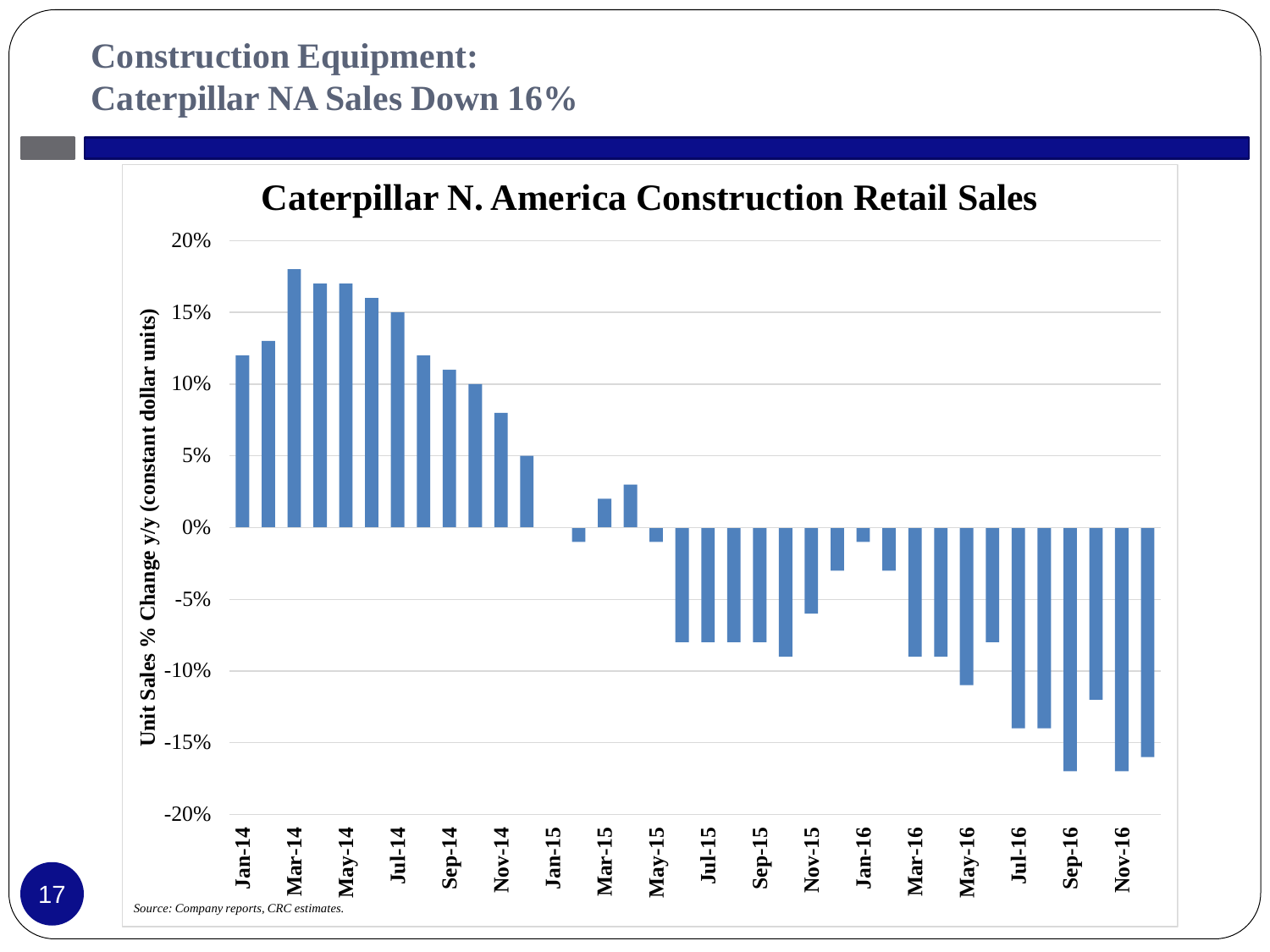# Construction Equipment: Caterpillar NA Sales Down 16%

## Caterpillar N. America Construction Retail Sales

Unit Sales % Change y/y (constant dollar units)

| Month | % Change y/y |
|---|---|
| Jan-14 | 12% |
| Feb-14 | 13% |
| Mar-14 | 18% |
| Apr-14 | 17% |
| May-14 | 17% |
| Jun-14 | 16% |
| Jul-14 | 15% |
| Aug-14 | 12% |
| Sep-14 | 11% |
| Oct-14 | 10% |
| Nov-14 | 8% |
| Dec-14 | 5% |
| Jan-15 | 0% |
| Feb-15 | -1% |
| Mar-15 | 2% |
| Apr-15 | 3% |
| May-15 | -1% |
| Jun-15 | -8% |
| Jul-15 | -8% |
| Aug-15 | -8% |
| Sep-15 | -8% |
| Oct-15 | -9% |
| Nov-15 | -6% |
| Dec-15 | -3% |
| Jan-16 | -1% |
| Feb-16 | -3% |
| Mar-16 | -9% |
| Apr-16 | -9% |
| May-16 | -11% |
| Jun-16 | -8% |
| Jul-16 | -14% |
| Aug-16 | -14% |
| Sep-16 | -17% |
| Oct-16 | -12% |
| Nov-16 | -17% |
| Dec-16 | -16% |

*Source: Company reports, CRC estimates.*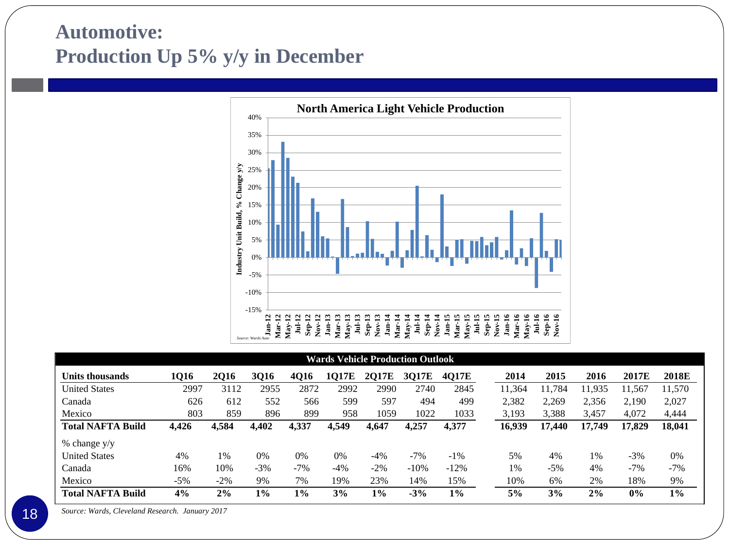# Automotive:
# Production Up 5% y/y in December

**North America Light Vehicle Production**

Industry Unit Build, % Change y/y

*Source: Wards Auto*

| Wards Vehicle Production Outlook | | | | | | | | | | | | | |
|---|---|---|---|---|---|---|---|---|---|---|---|---|---|
| **Units thousands** | **1Q16** | **2Q16** | **3Q16** | **4Q16** | **1Q17E** | **2Q17E** | **3Q17E** | **4Q17E** | **2014** | **2015** | **2016** | **2017E** | **2018E** |
| United States | 2997 | 3112 | 2955 | 2872 | 2992 | 2990 | 2740 | 2845 | 11,364 | 11,784 | 11,935 | 11,567 | 11,570 |
| Canada | 626 | 612 | 552 | 566 | 599 | 597 | 494 | 499 | 2,382 | 2,269 | 2,356 | 2,190 | 2,027 |
| Mexico | 803 | 859 | 896 | 899 | 958 | 1059 | 1022 | 1033 | 3,193 | 3,388 | 3,457 | 4,072 | 4,444 |
| **Total NAFTA Build** | **4,426** | **4,584** | **4,402** | **4,337** | **4,549** | **4,647** | **4,257** | **4,377** | **16,939** | **17,440** | **17,749** | **17,829** | **18,041** |
| % change y/y | | | | | | | | | | | | | |
| United States | 4% | 1% | 0% | 0% | 0% | -4% | -7% | -1% | 5% | 4% | 1% | -3% | 0% |
| Canada | 16% | 10% | -3% | -7% | -4% | -2% | -10% | -12% | 1% | -5% | 4% | -7% | -7% |
| Mexico | -5% | -2% | 9% | 7% | 19% | 23% | 14% | 15% | 10% | 6% | 2% | 18% | 9% |
| **Total NAFTA Build** | **4%** | **2%** | **1%** | **1%** | **3%** | **1%** | **-3%** | **1%** | **5%** | **3%** | **2%** | **0%** | **1%** |

*Source: Wards, Cleveland Research. January 2017*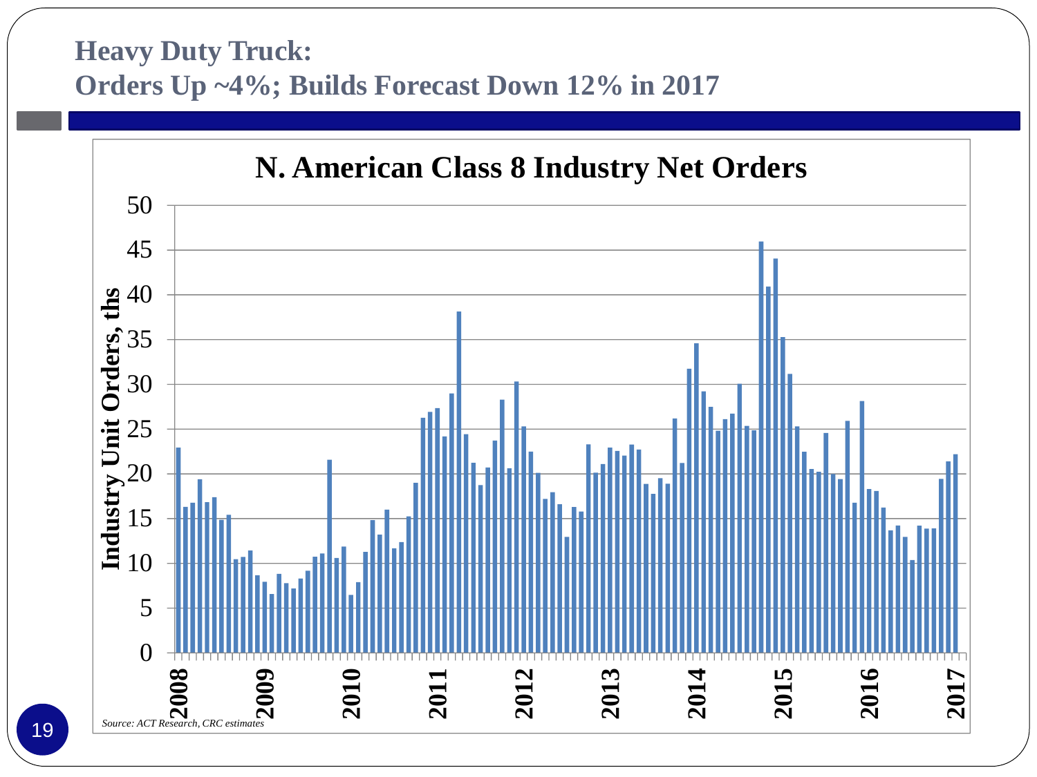# Heavy Duty Truck:
# Orders Up ~4%; Builds Forecast Down 12% in 2017

**N. American Class 8 Industry Net Orders**

Industry Unit Orders, ths

0, 5, 10, 15, 20, 25, 30, 35, 40, 45, 50

2008, 2009, 2010, 2011, 2012, 2013, 2014, 2015, 2016, 2017

*Source: ACT Research, CRC estimates*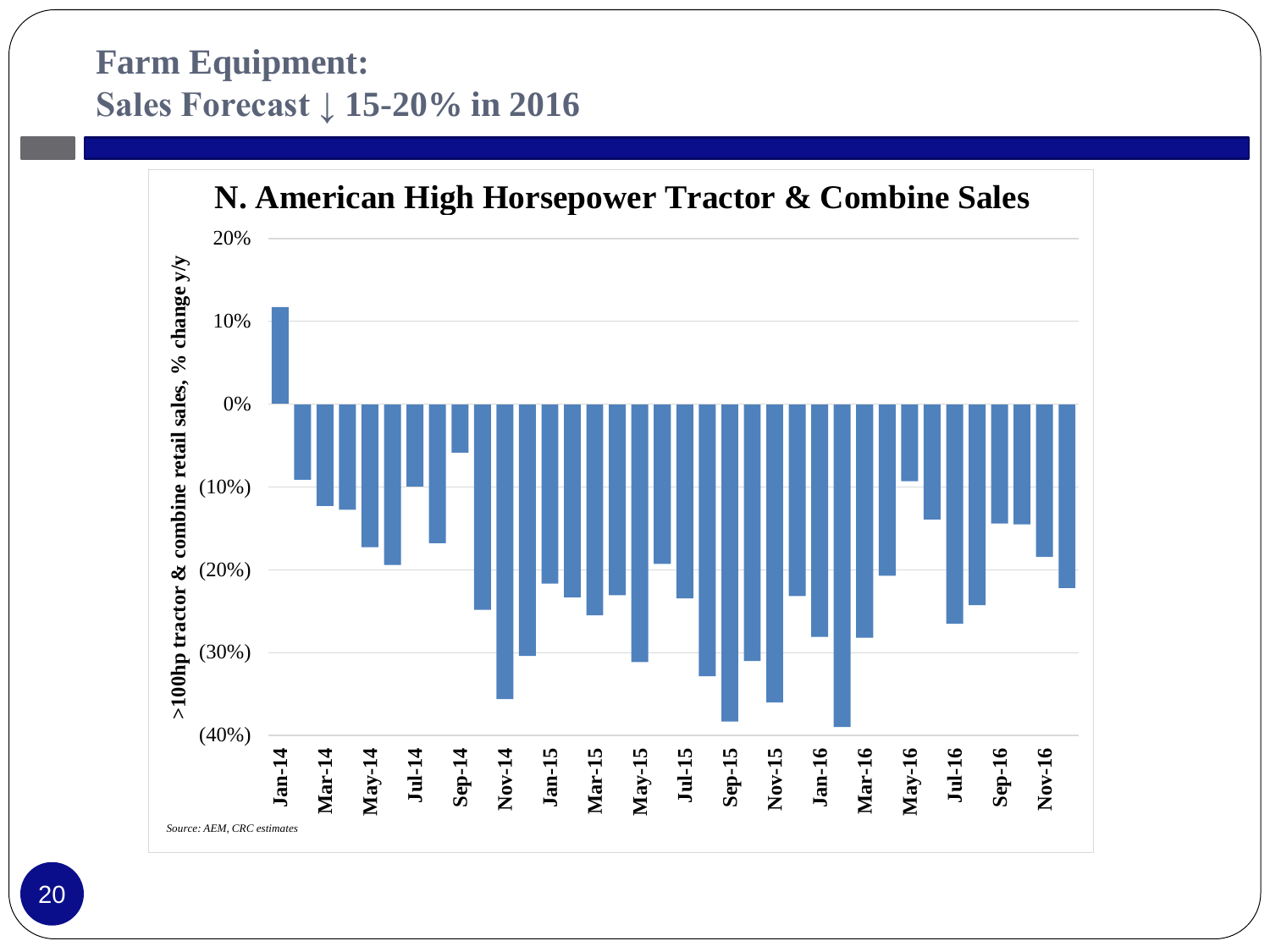# Farm Equipment:
# Sales Forecast ↓ 15-20% in 2016

**N. American High Horsepower Tractor & Combine Sales**

*Source: AEM, CRC estimates*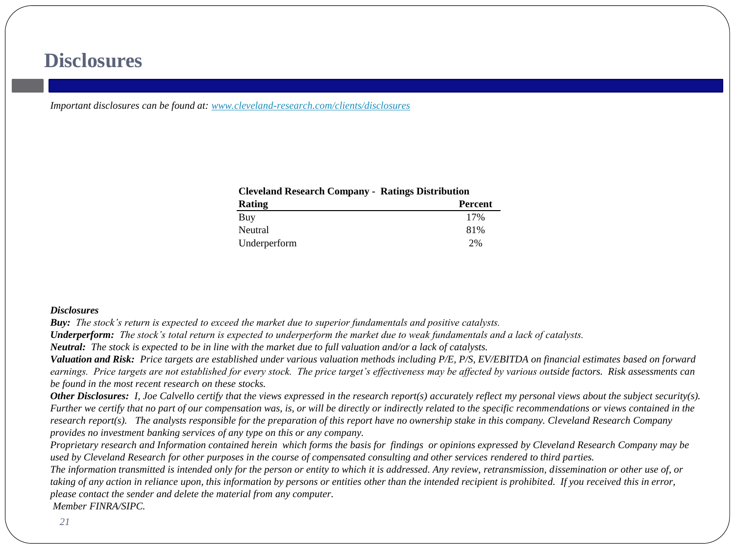# Disclosures

*Important disclosures can be found at: [www.cleveland-research.com/clients/disclosures](www.cleveland-research.com/clients/disclosures)*

**Cleveland Research Company - Ratings Distribution**

| Rating | Percent |
|---|---|
| Buy | 17% |
| Neutral | 81% |
| Underperform | 2% |

***Disclosures***

***Buy:*** *The stock's return is expected to exceed the market due to superior fundamentals and positive catalysts.*

***Underperform:*** *The stock's total return is expected to underperform the market due to weak fundamentals and a lack of catalysts.*

***Neutral:*** *The stock is expected to be in line with the market due to full valuation and/or a lack of catalysts.*

***Valuation and Risk:*** *Price targets are established under various valuation methods including P/E, P/S, EV/EBITDA on financial estimates based on forward earnings. Price targets are not established for every stock. The price target's effectiveness may be affected by various outside factors. Risk assessments can be found in the most recent research on these stocks.*

***Other Disclosures:*** *I, Joe Calvello certify that the views expressed in the research report(s) accurately reflect my personal views about the subject security(s). Further we certify that no part of our compensation was, is, or will be directly or indirectly related to the specific recommendations or views contained in the research report(s). The analysts responsible for the preparation of this report have no ownership stake in this company. Cleveland Research Company provides no investment banking services of any type on this or any company.*

*Proprietary research and Information contained herein which forms the basis for findings or opinions expressed by Cleveland Research Company may be used by Cleveland Research for other purposes in the course of compensated consulting and other services rendered to third parties.*

*The information transmitted is intended only for the person or entity to which it is addressed. Any review, retransmission, dissemination or other use of, or taking of any action in reliance upon, this information by persons or entities other than the intended recipient is prohibited. If you received this in error, please contact the sender and delete the material from any computer.*

*Member FINRA/SIPC.*